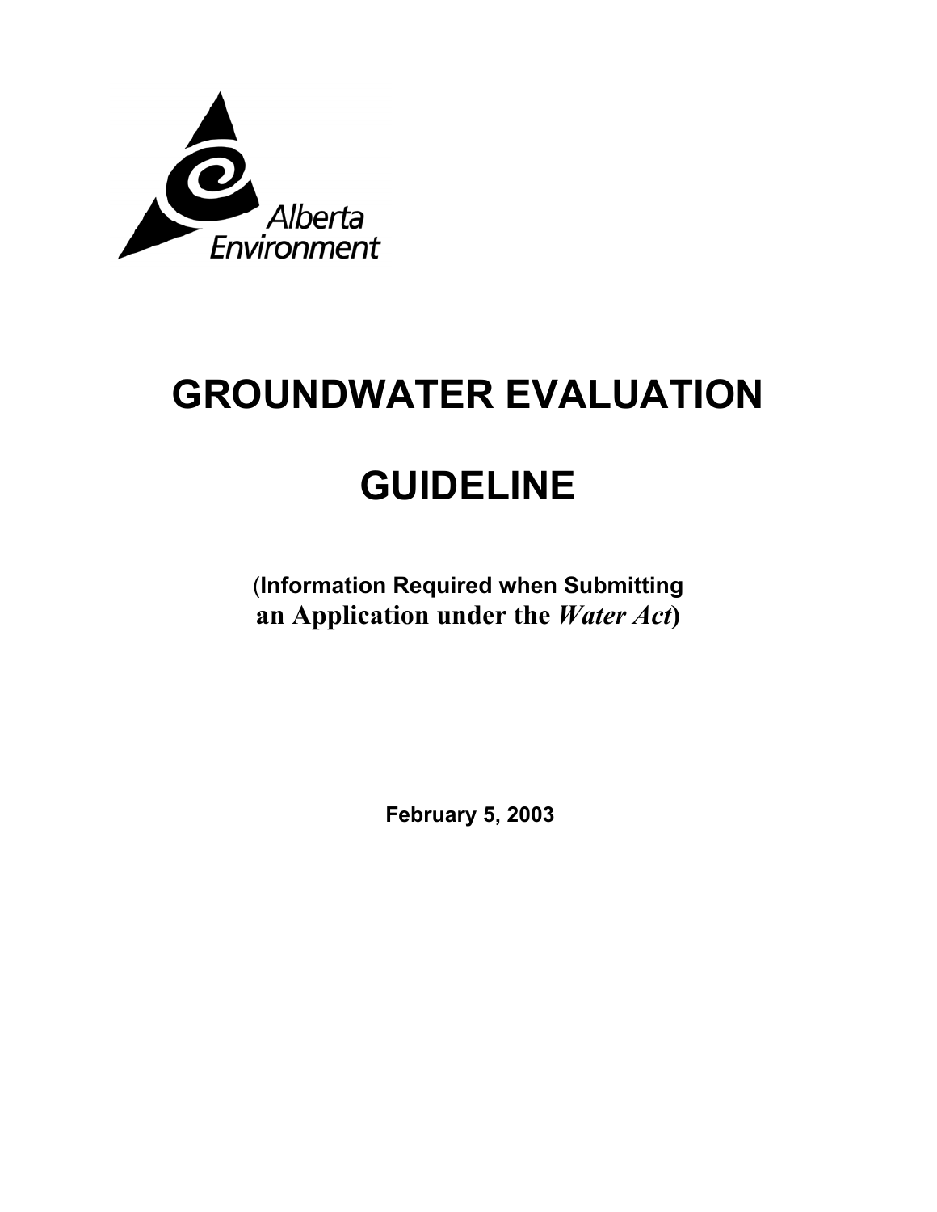Alberta Environment

# GROUNDWATER EVALUATION GUIDELINE

**(Information Required when Submitting an Application under the *Water Act*)**

**February 5, 2003**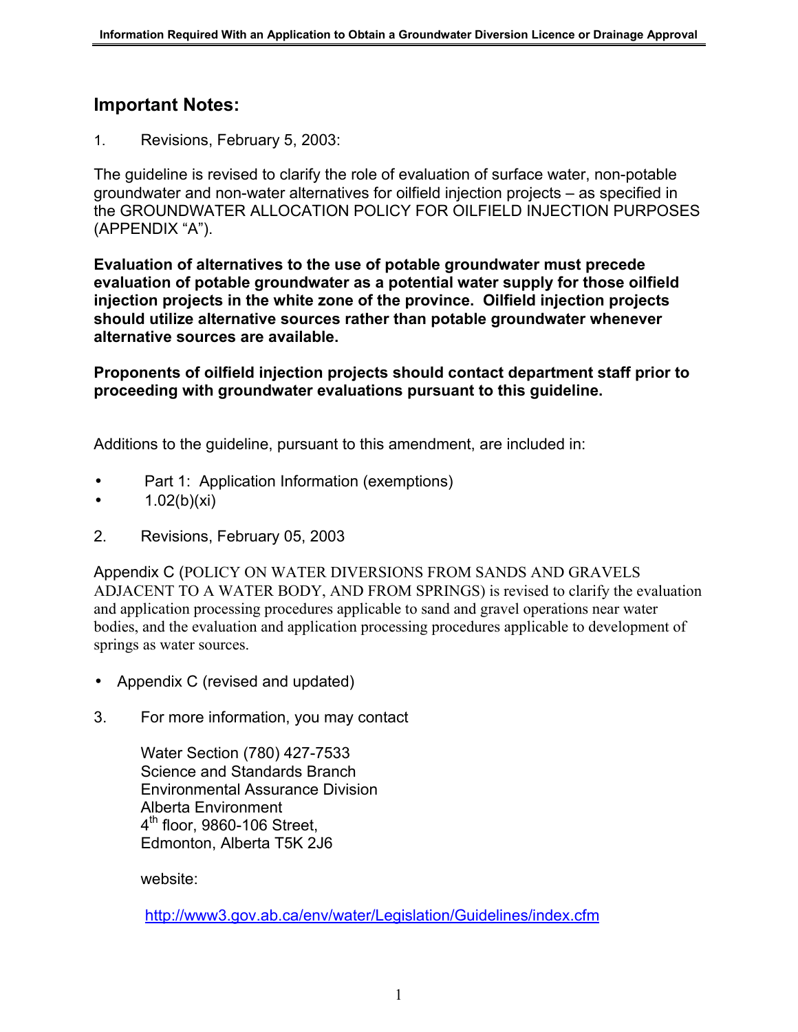## Important Notes:

1. Revisions, February 5, 2003:

The guideline is revised to clarify the role of evaluation of surface water, non-potable groundwater and non-water alternatives for oilfield injection projects – as specified in the GROUNDWATER ALLOCATION POLICY FOR OILFIELD INJECTION PURPOSES (APPENDIX "A").

**Evaluation of alternatives to the use of potable groundwater must precede evaluation of potable groundwater as a potential water supply for those oilfield injection projects in the white zone of the province. Oilfield injection projects should utilize alternative sources rather than potable groundwater whenever alternative sources are available.**

**Proponents of oilfield injection projects should contact department staff prior to proceeding with groundwater evaluations pursuant to this guideline.**

Additions to the guideline, pursuant to this amendment, are included in:

- Part 1: Application Information (exemptions)
- 1.02(b)(xi)

2. Revisions, February 05, 2003

Appendix C (POLICY ON WATER DIVERSIONS FROM SANDS AND GRAVELS ADJACENT TO A WATER BODY, AND FROM SPRINGS) is revised to clarify the evaluation and application processing procedures applicable to sand and gravel operations near water bodies, and the evaluation and application processing procedures applicable to development of springs as water sources.

- Appendix C (revised and updated)

3. For more information, you may contact

   Water Section (780) 427-7533
   Science and Standards Branch
   Environmental Assurance Division
   Alberta Environment
   4th floor, 9860-106 Street,
   Edmonton, Alberta T5K 2J6

   website:

   http://www3.gov.ab.ca/env/water/Legislation/Guidelines/index.cfm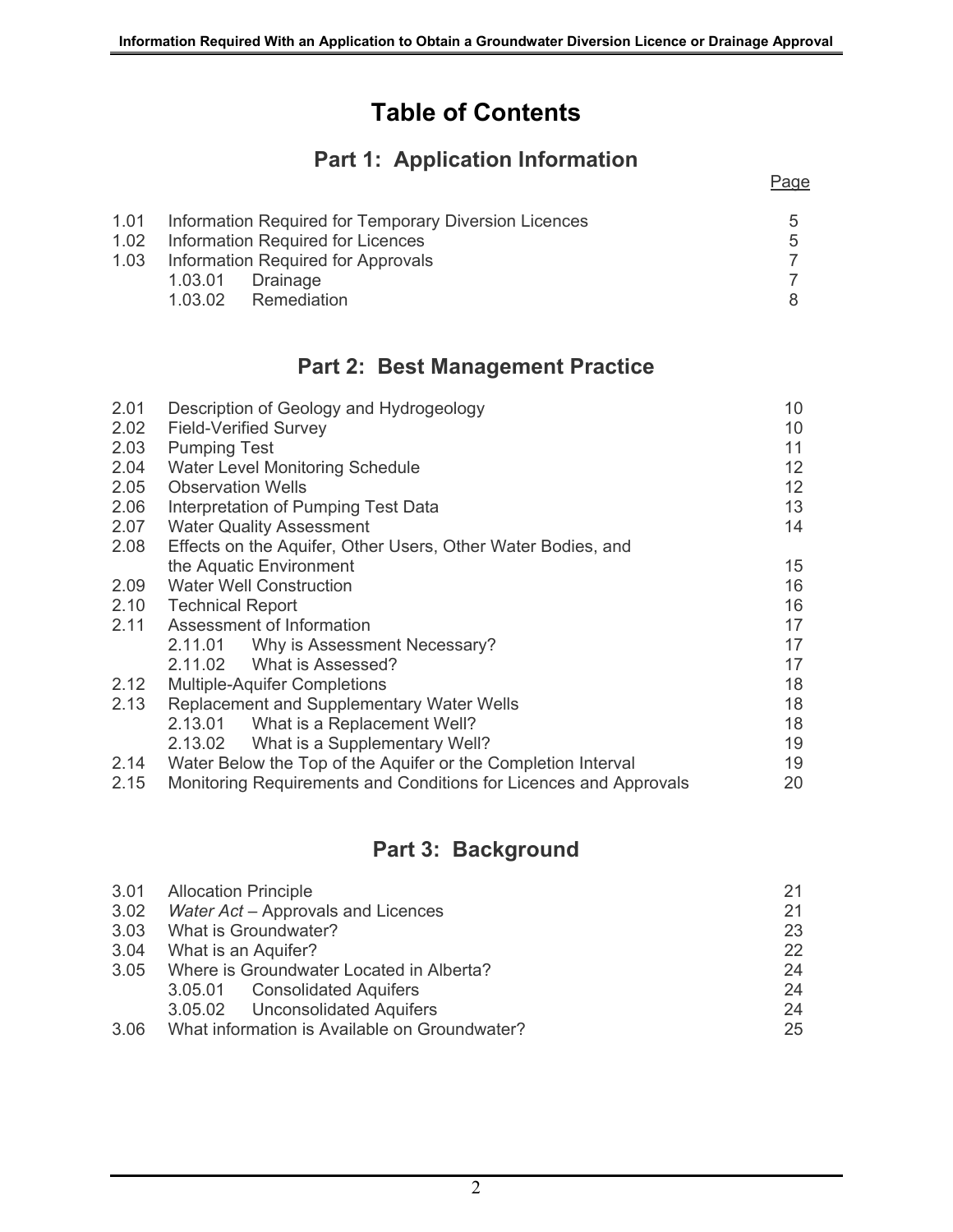# Table of Contents

## Part 1: Application Information

| | | Page |
|---|---|---|
| 1.01 | Information Required for Temporary Diversion Licences | 5 |
| 1.02 | Information Required for Licences | 5 |
| 1.03 | Information Required for Approvals | 7 |
| | 1.03.01 Drainage | 7 |
| | 1.03.02 Remediation | 8 |

## Part 2: Best Management Practice

| | | Page |
|---|---|---|
| 2.01 | Description of Geology and Hydrogeology | 10 |
| 2.02 | Field-Verified Survey | 10 |
| 2.03 | Pumping Test | 11 |
| 2.04 | Water Level Monitoring Schedule | 12 |
| 2.05 | Observation Wells | 12 |
| 2.06 | Interpretation of Pumping Test Data | 13 |
| 2.07 | Water Quality Assessment | 14 |
| 2.08 | Effects on the Aquifer, Other Users, Other Water Bodies, and the Aquatic Environment | 15 |
| 2.09 | Water Well Construction | 16 |
| 2.10 | Technical Report | 16 |
| 2.11 | Assessment of Information | 17 |
| | 2.11.01 Why is Assessment Necessary? | 17 |
| | 2.11.02 What is Assessed? | 17 |
| 2.12 | Multiple-Aquifer Completions | 18 |
| 2.13 | Replacement and Supplementary Water Wells | 18 |
| | 2.13.01 What is a Replacement Well? | 18 |
| | 2.13.02 What is a Supplementary Well? | 19 |
| 2.14 | Water Below the Top of the Aquifer or the Completion Interval | 19 |
| 2.15 | Monitoring Requirements and Conditions for Licences and Approvals | 20 |

## Part 3: Background

| | | Page |
|---|---|---|
| 3.01 | Allocation Principle | 21 |
| 3.02 | *Water Act* – Approvals and Licences | 21 |
| 3.03 | What is Groundwater? | 23 |
| 3.04 | What is an Aquifer? | 22 |
| 3.05 | Where is Groundwater Located in Alberta? | 24 |
| | 3.05.01 Consolidated Aquifers | 24 |
| | 3.05.02 Unconsolidated Aquifers | 24 |
| 3.06 | What information is Available on Groundwater? | 25 |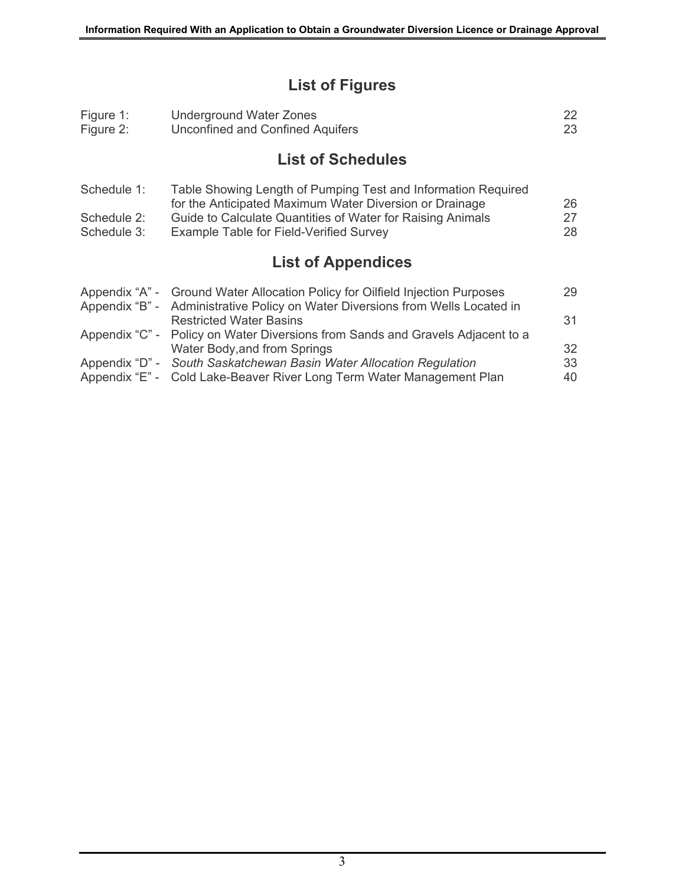## List of Figures

| | | |
|---|---|---|
| Figure 1: | Underground Water Zones | 22 |
| Figure 2: | Unconfined and Confined Aquifers | 23 |

## List of Schedules

| | | |
|---|---|---|
| Schedule 1: | Table Showing Length of Pumping Test and Information Required for the Anticipated Maximum Water Diversion or Drainage | 26 |
| Schedule 2: | Guide to Calculate Quantities of Water for Raising Animals | 27 |
| Schedule 3: | Example Table for Field-Verified Survey | 28 |

## List of Appendices

| | | |
|---|---|---|
| Appendix "A" - | Ground Water Allocation Policy for Oilfield Injection Purposes | 29 |
| Appendix "B" - | Administrative Policy on Water Diversions from Wells Located in Restricted Water Basins | 31 |
| Appendix "C" - | Policy on Water Diversions from Sands and Gravels Adjacent to a Water Body,and from Springs | 32 |
| Appendix "D" - | *South Saskatchewan Basin Water Allocation Regulation* | 33 |
| Appendix "E" - | Cold Lake-Beaver River Long Term Water Management Plan | 40 |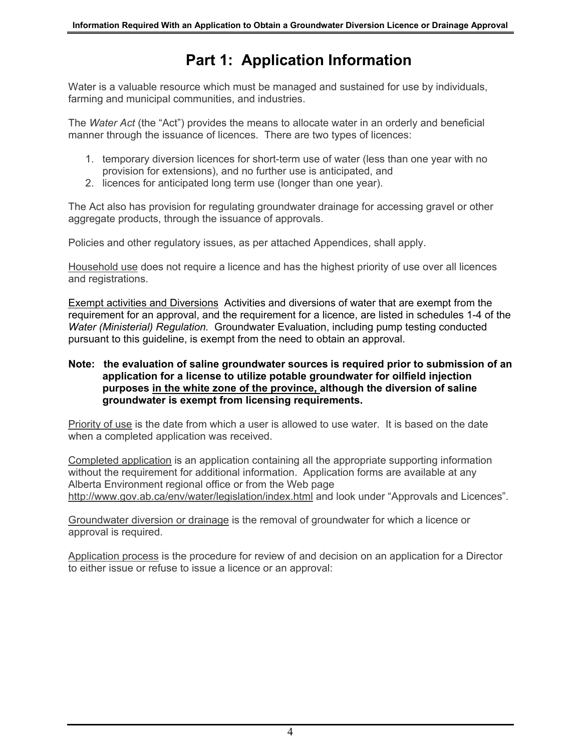# Part 1: Application Information

Water is a valuable resource which must be managed and sustained for use by individuals, farming and municipal communities, and industries.

The *Water Act* (the "Act") provides the means to allocate water in an orderly and beneficial manner through the issuance of licences. There are two types of licences:

1. temporary diversion licences for short-term use of water (less than one year with no provision for extensions), and no further use is anticipated, and
2. licences for anticipated long term use (longer than one year).

The Act also has provision for regulating groundwater drainage for accessing gravel or other aggregate products, through the issuance of approvals.

Policies and other regulatory issues, as per attached Appendices, shall apply.

<u>Household use</u> does not require a licence and has the highest priority of use over all licences and registrations.

<u>Exempt activities and Diversions</u> Activities and diversions of water that are exempt from the requirement for an approval, and the requirement for a licence, are listed in schedules 1-4 of the *Water (Ministerial) Regulation*. Groundwater Evaluation, including pump testing conducted pursuant to this guideline, is exempt from the need to obtain an approval.

**Note: the evaluation of saline groundwater sources is required prior to submission of an application for a license to utilize potable groundwater for oilfield injection purposes <u>in the white zone of the province,</u> although the diversion of saline groundwater is exempt from licensing requirements.**

<u>Priority of use</u> is the date from which a user is allowed to use water. It is based on the date when a completed application was received.

<u>Completed application</u> is an application containing all the appropriate supporting information without the requirement for additional information. Application forms are available at any Alberta Environment regional office or from the Web page http://www.gov.ab.ca/env/water/legislation/index.html and look under "Approvals and Licences".

<u>Groundwater diversion or drainage</u> is the removal of groundwater for which a licence or approval is required.

<u>Application process</u> is the procedure for review of and decision on an application for a Director to either issue or refuse to issue a licence or an approval: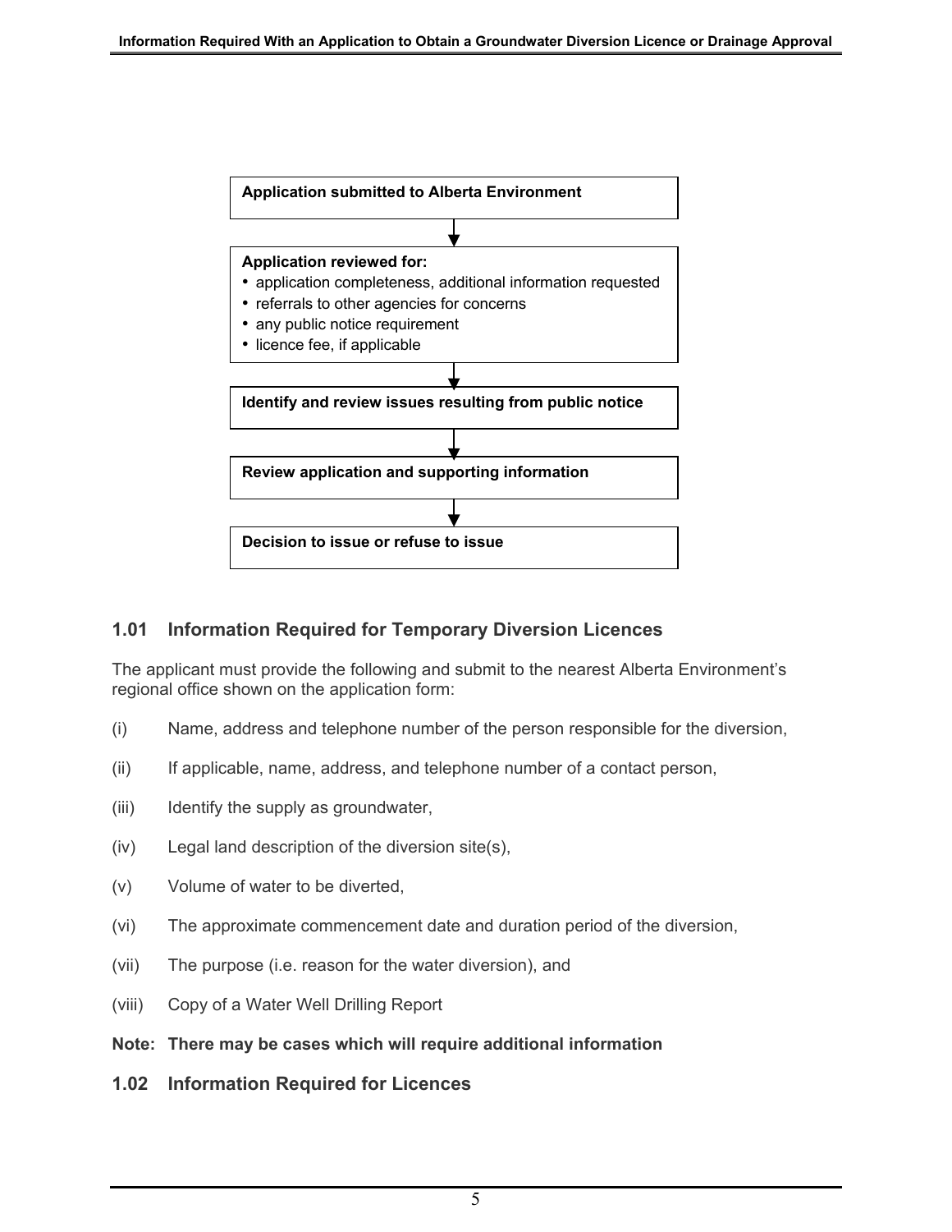**Application submitted to Alberta Environment**

↓

**Application reviewed for:**

- application completeness, additional information requested
- referrals to other agencies for concerns
- any public notice requirement
- licence fee, if applicable

↓

**Identify and review issues resulting from public notice**

↓

**Review application and supporting information**

↓

**Decision to issue or refuse to issue**

## 1.01 Information Required for Temporary Diversion Licences

The applicant must provide the following and submit to the nearest Alberta Environment's regional office shown on the application form:

(i) Name, address and telephone number of the person responsible for the diversion,

(ii) If applicable, name, address, and telephone number of a contact person,

(iii) Identify the supply as groundwater,

(iv) Legal land description of the diversion site(s),

(v) Volume of water to be diverted,

(vi) The approximate commencement date and duration period of the diversion,

(vii) The purpose (i.e. reason for the water diversion), and

(viii) Copy of a Water Well Drilling Report

**Note: There may be cases which will require additional information**

## 1.02 Information Required for Licences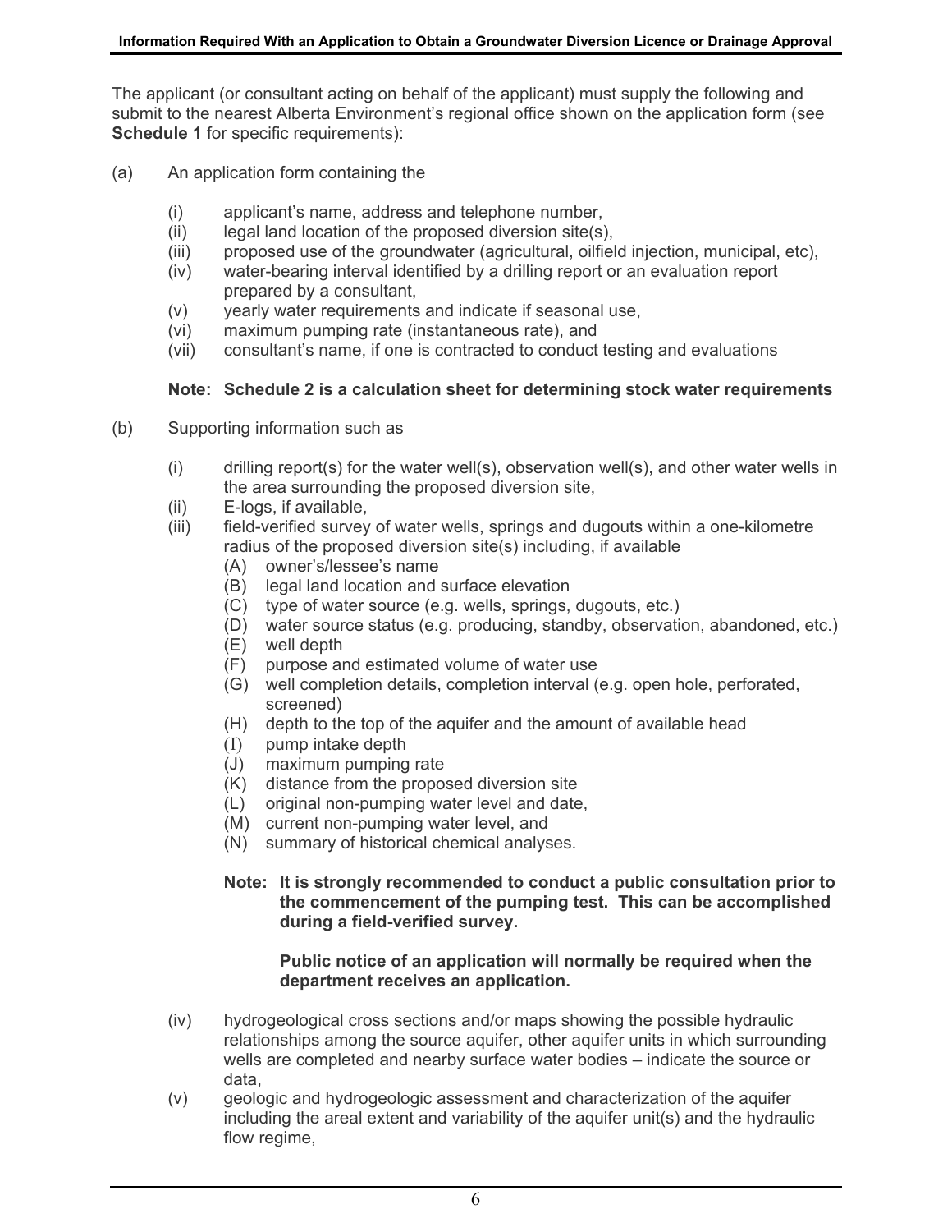The applicant (or consultant acting on behalf of the applicant) must supply the following and submit to the nearest Alberta Environment's regional office shown on the application form (see **Schedule 1** for specific requirements):

(a) An application form containing the

- (i) applicant's name, address and telephone number,
- (ii) legal land location of the proposed diversion site(s),
- (iii) proposed use of the groundwater (agricultural, oilfield injection, municipal, etc),
- (iv) water-bearing interval identified by a drilling report or an evaluation report prepared by a consultant,
- (v) yearly water requirements and indicate if seasonal use,
- (vi) maximum pumping rate (instantaneous rate), and
- (vii) consultant's name, if one is contracted to conduct testing and evaluations

**Note: Schedule 2 is a calculation sheet for determining stock water requirements**

(b) Supporting information such as

- (i) drilling report(s) for the water well(s), observation well(s), and other water wells in the area surrounding the proposed diversion site,
- (ii) E-logs, if available,
- (iii) field-verified survey of water wells, springs and dugouts within a one-kilometre radius of the proposed diversion site(s) including, if available
  - (A) owner's/lessee's name
  - (B) legal land location and surface elevation
  - (C) type of water source (e.g. wells, springs, dugouts, etc.)
  - (D) water source status (e.g. producing, standby, observation, abandoned, etc.)
  - (E) well depth
  - (F) purpose and estimated volume of water use
  - (G) well completion details, completion interval (e.g. open hole, perforated, screened)
  - (H) depth to the top of the aquifer and the amount of available head
  - (I) pump intake depth
  - (J) maximum pumping rate
  - (K) distance from the proposed diversion site
  - (L) original non-pumping water level and date,
  - (M) current non-pumping water level, and
  - (N) summary of historical chemical analyses.

  **Note: It is strongly recommended to conduct a public consultation prior to the commencement of the pumping test. This can be accomplished during a field-verified survey.**

  **Public notice of an application will normally be required when the department receives an application.**

- (iv) hydrogeological cross sections and/or maps showing the possible hydraulic relationships among the source aquifer, other aquifer units in which surrounding wells are completed and nearby surface water bodies – indicate the source or data,
- (v) geologic and hydrogeologic assessment and characterization of the aquifer including the areal extent and variability of the aquifer unit(s) and the hydraulic flow regime,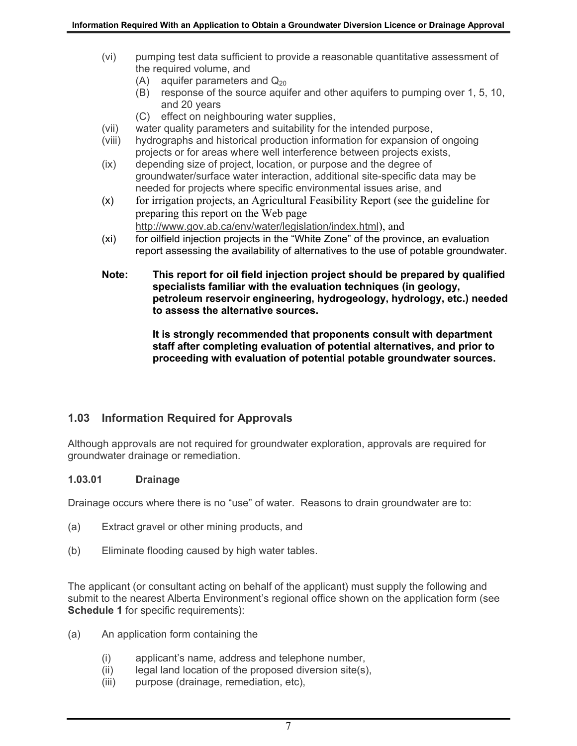(vi) pumping test data sufficient to provide a reasonable quantitative assessment of the required volume, and
   (A) aquifer parameters and $Q_{20}$
   (B) response of the source aquifer and other aquifers to pumping over 1, 5, 10, and 20 years
   (C) effect on neighbouring water supplies,

(vii) water quality parameters and suitability for the intended purpose,

(viii) hydrographs and historical production information for expansion of ongoing projects or for areas where well interference between projects exists,

(ix) depending size of project, location, or purpose and the degree of groundwater/surface water interaction, additional site-specific data may be needed for projects where specific environmental issues arise, and

(x) for irrigation projects, an Agricultural Feasibility Report (see the guideline for preparing this report on the Web page http://www.gov.ab.ca/env/water/legislation/index.html), and

(xi) for oilfield injection projects in the "White Zone" of the province, an evaluation report assessing the availability of alternatives to the use of potable groundwater.

**Note: This report for oil field injection project should be prepared by qualified specialists familiar with the evaluation techniques (in geology, petroleum reservoir engineering, hydrogeology, hydrology, etc.) needed to assess the alternative sources.**

**It is strongly recommended that proponents consult with department staff after completing evaluation of potential alternatives, and prior to proceeding with evaluation of potential potable groundwater sources.**

## 1.03 Information Required for Approvals

Although approvals are not required for groundwater exploration, approvals are required for groundwater drainage or remediation.

### 1.03.01 Drainage

Drainage occurs where there is no "use" of water. Reasons to drain groundwater are to:

(a) Extract gravel or other mining products, and

(b) Eliminate flooding caused by high water tables.

The applicant (or consultant acting on behalf of the applicant) must supply the following and submit to the nearest Alberta Environment's regional office shown on the application form (see **Schedule 1** for specific requirements):

(a) An application form containing the

   (i) applicant's name, address and telephone number,
   (ii) legal land location of the proposed diversion site(s),
   (iii) purpose (drainage, remediation, etc),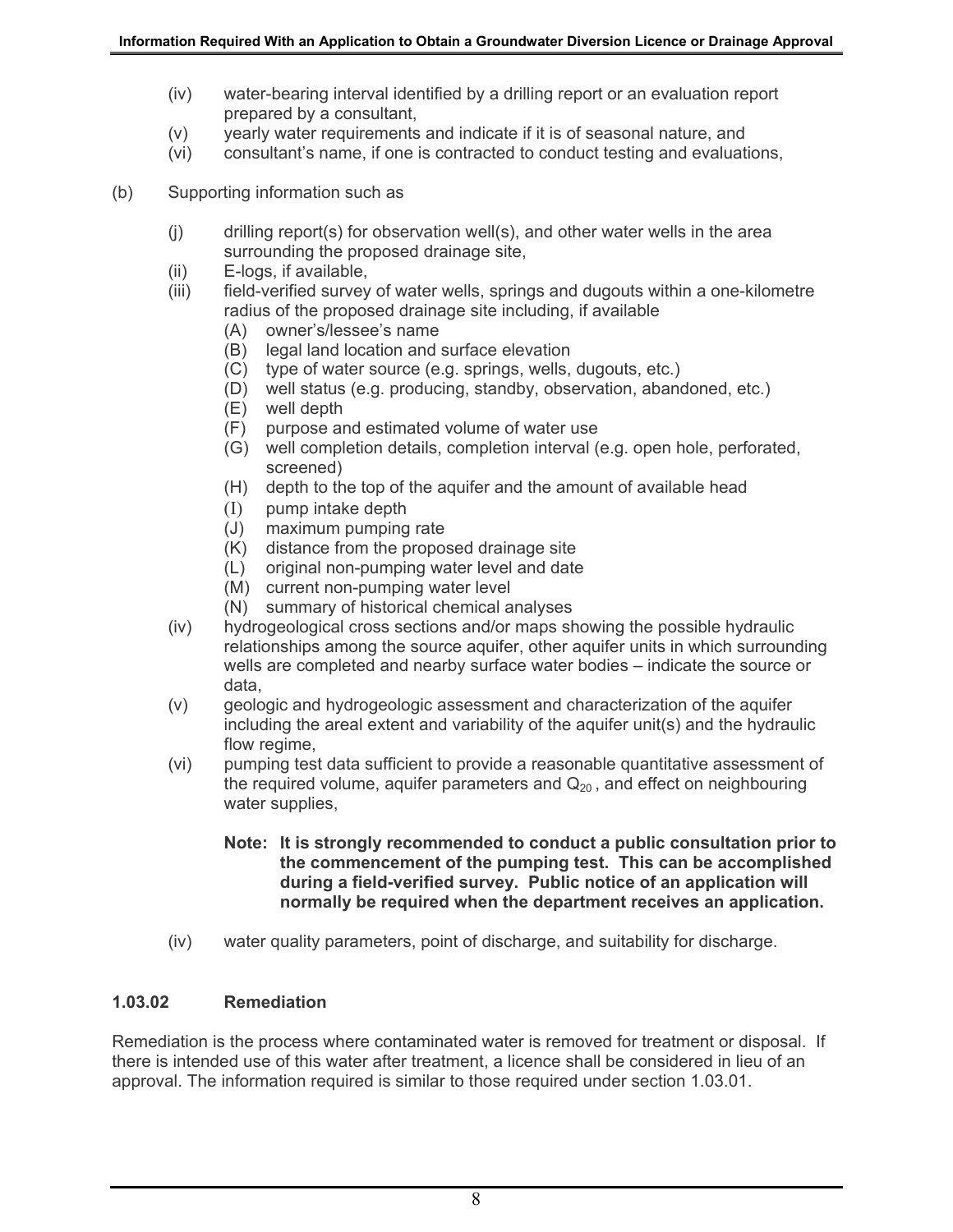(iv) water-bearing interval identified by a drilling report or an evaluation report prepared by a consultant,

(v) yearly water requirements and indicate if it is of seasonal nature, and

(vi) consultant's name, if one is contracted to conduct testing and evaluations,

(b) Supporting information such as

(j) drilling report(s) for observation well(s), and other water wells in the area surrounding the proposed drainage site,

(ii) E-logs, if available,

(iii) field-verified survey of water wells, springs and dugouts within a one-kilometre radius of the proposed drainage site including, if available

- (A) owner's/lessee's name
- (B) legal land location and surface elevation
- (C) type of water source (e.g. springs, wells, dugouts, etc.)
- (D) well status (e.g. producing, standby, observation, abandoned, etc.)
- (E) well depth
- (F) purpose and estimated volume of water use
- (G) well completion details, completion interval (e.g. open hole, perforated, screened)
- (H) depth to the top of the aquifer and the amount of available head
- (I) pump intake depth
- (J) maximum pumping rate
- (K) distance from the proposed drainage site
- (L) original non-pumping water level and date
- (M) current non-pumping water level
- (N) summary of historical chemical analyses

(iv) hydrogeological cross sections and/or maps showing the possible hydraulic relationships among the source aquifer, other aquifer units in which surrounding wells are completed and nearby surface water bodies – indicate the source or data,

(v) geologic and hydrogeologic assessment and characterization of the aquifer including the areal extent and variability of the aquifer unit(s) and the hydraulic flow regime,

(vi) pumping test data sufficient to provide a reasonable quantitative assessment of the required volume, aquifer parameters and $Q_{20}$, and effect on neighbouring water supplies,

**Note: It is strongly recommended to conduct a public consultation prior to the commencement of the pumping test. This can be accomplished during a field-verified survey. Public notice of an application will normally be required when the department receives an application.**

(iv) water quality parameters, point of discharge, and suitability for discharge.

### 1.03.02 Remediation

Remediation is the process where contaminated water is removed for treatment or disposal. If there is intended use of this water after treatment, a licence shall be considered in lieu of an approval. The information required is similar to those required under section 1.03.01.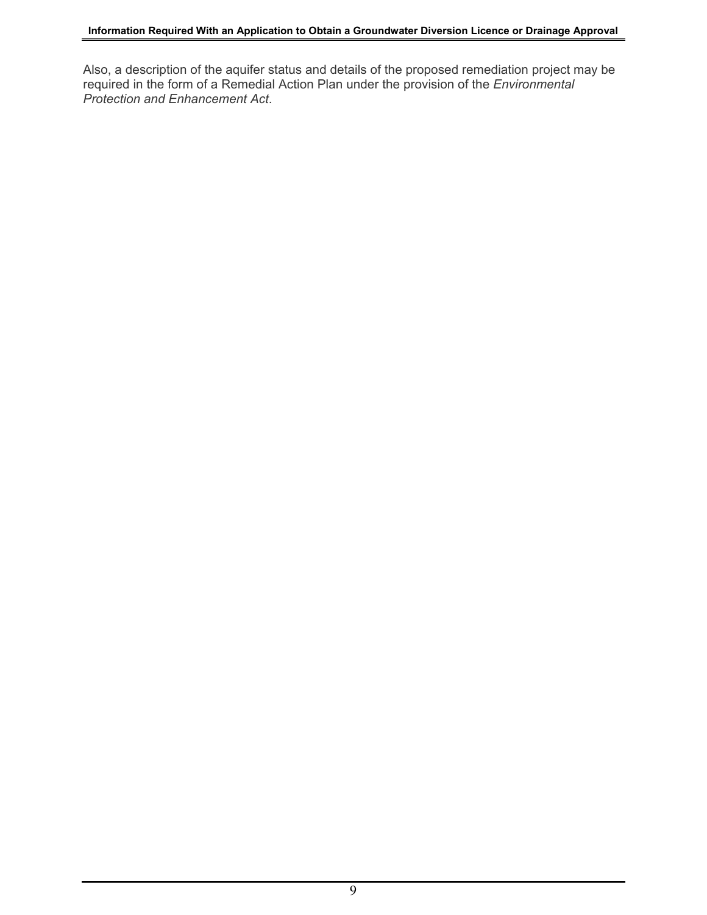Also, a description of the aquifer status and details of the proposed remediation project may be required in the form of a Remedial Action Plan under the provision of the *Environmental Protection and Enhancement Act*.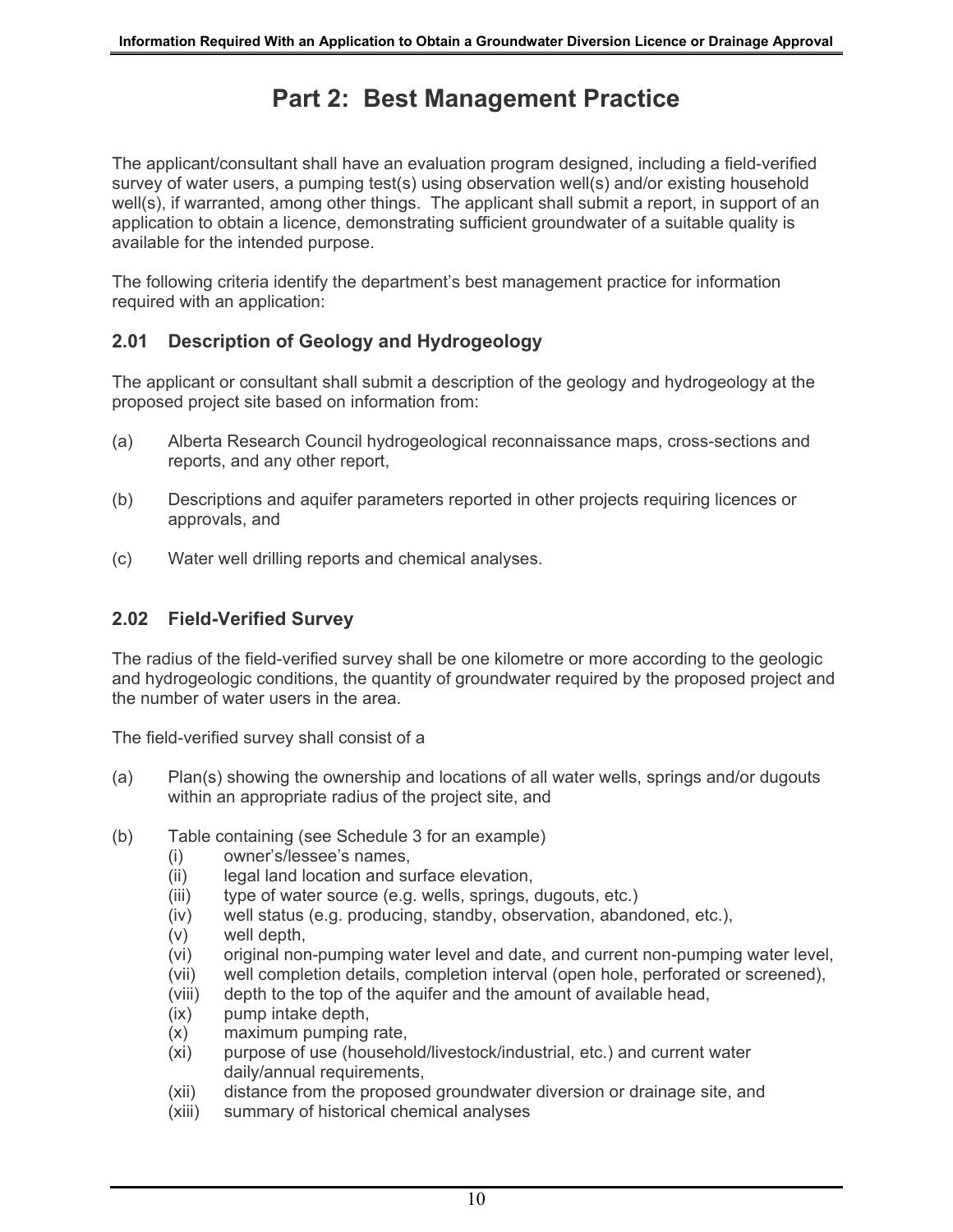# Part 2: Best Management Practice

The applicant/consultant shall have an evaluation program designed, including a field-verified survey of water users, a pumping test(s) using observation well(s) and/or existing household well(s), if warranted, among other things. The applicant shall submit a report, in support of an application to obtain a licence, demonstrating sufficient groundwater of a suitable quality is available for the intended purpose.

The following criteria identify the department's best management practice for information required with an application:

## 2.01 Description of Geology and Hydrogeology

The applicant or consultant shall submit a description of the geology and hydrogeology at the proposed project site based on information from:

(a) Alberta Research Council hydrogeological reconnaissance maps, cross-sections and reports, and any other report,

(b) Descriptions and aquifer parameters reported in other projects requiring licences or approvals, and

(c) Water well drilling reports and chemical analyses.

## 2.02 Field-Verified Survey

The radius of the field-verified survey shall be one kilometre or more according to the geologic and hydrogeologic conditions, the quantity of groundwater required by the proposed project and the number of water users in the area.

The field-verified survey shall consist of a

(a) Plan(s) showing the ownership and locations of all water wells, springs and/or dugouts within an appropriate radius of the project site, and

(b) Table containing (see Schedule 3 for an example)
- (i) owner's/lessee's names,
- (ii) legal land location and surface elevation,
- (iii) type of water source (e.g. wells, springs, dugouts, etc.)
- (iv) well status (e.g. producing, standby, observation, abandoned, etc.),
- (v) well depth,
- (vi) original non-pumping water level and date, and current non-pumping water level,
- (vii) well completion details, completion interval (open hole, perforated or screened),
- (viii) depth to the top of the aquifer and the amount of available head,
- (ix) pump intake depth,
- (x) maximum pumping rate,
- (xi) purpose of use (household/livestock/industrial, etc.) and current water daily/annual requirements,
- (xii) distance from the proposed groundwater diversion or drainage site, and
- (xiii) summary of historical chemical analyses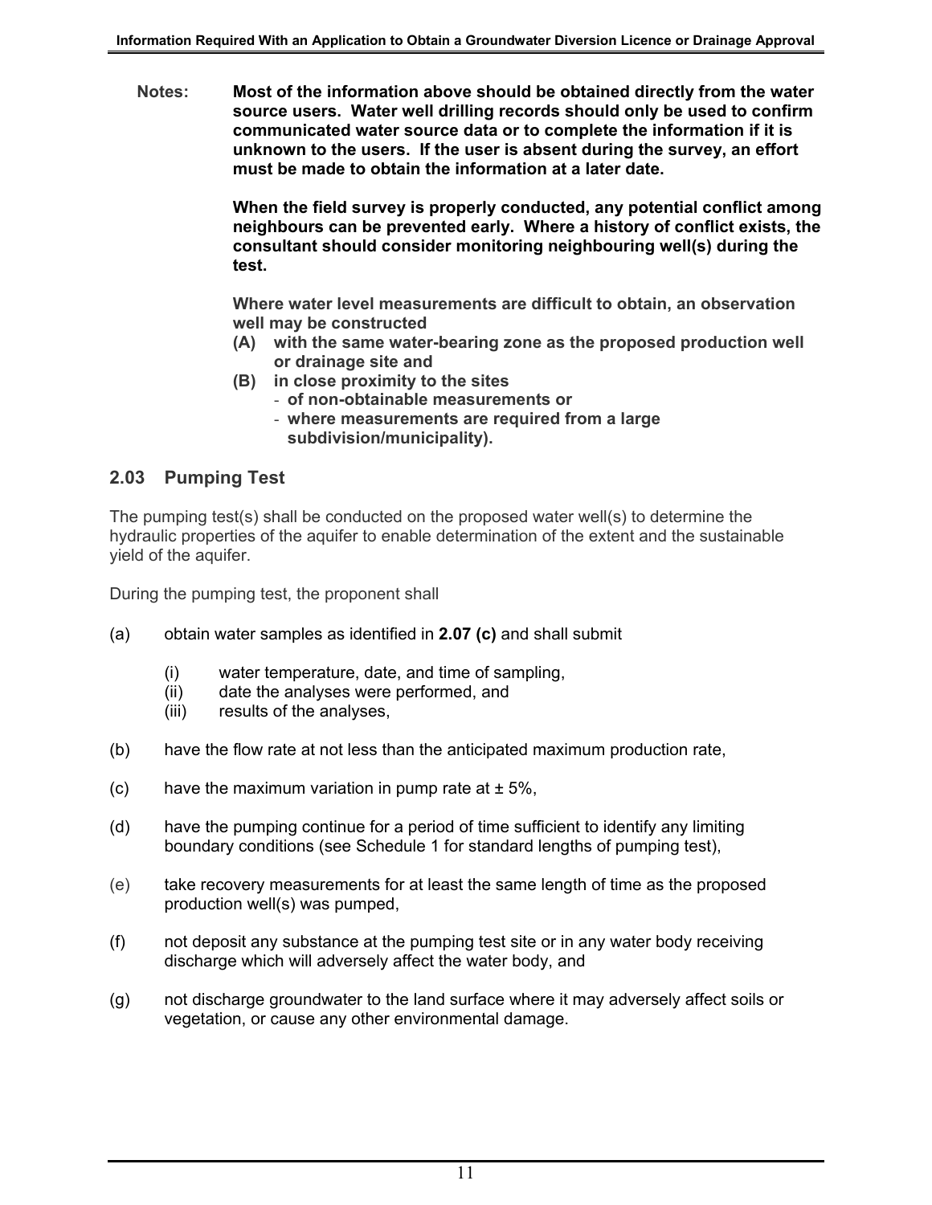**Notes:** **Most of the information above should be obtained directly from the water source users. Water well drilling records should only be used to confirm communicated water source data or to complete the information if it is unknown to the users. If the user is absent during the survey, an effort must be made to obtain the information at a later date.**

**When the field survey is properly conducted, any potential conflict among neighbours can be prevented early. Where a history of conflict exists, the consultant should consider monitoring neighbouring well(s) during the test.**

**Where water level measurements are difficult to obtain, an observation well may be constructed**

**(A) with the same water-bearing zone as the proposed production well or drainage site and**

**(B) in close proximity to the sites**
- **of non-obtainable measurements or**
- **where measurements are required from a large subdivision/municipality).**

## 2.03 Pumping Test

The pumping test(s) shall be conducted on the proposed water well(s) to determine the hydraulic properties of the aquifer to enable determination of the extent and the sustainable yield of the aquifer.

During the pumping test, the proponent shall

(a) obtain water samples as identified in **2.07 (c)** and shall submit

  (i) water temperature, date, and time of sampling,
  (ii) date the analyses were performed, and
  (iii) results of the analyses,

(b) have the flow rate at not less than the anticipated maximum production rate,

(c) have the maximum variation in pump rate at ± 5%,

(d) have the pumping continue for a period of time sufficient to identify any limiting boundary conditions (see Schedule 1 for standard lengths of pumping test),

(e) take recovery measurements for at least the same length of time as the proposed production well(s) was pumped,

(f) not deposit any substance at the pumping test site or in any water body receiving discharge which will adversely affect the water body, and

(g) not discharge groundwater to the land surface where it may adversely affect soils or vegetation, or cause any other environmental damage.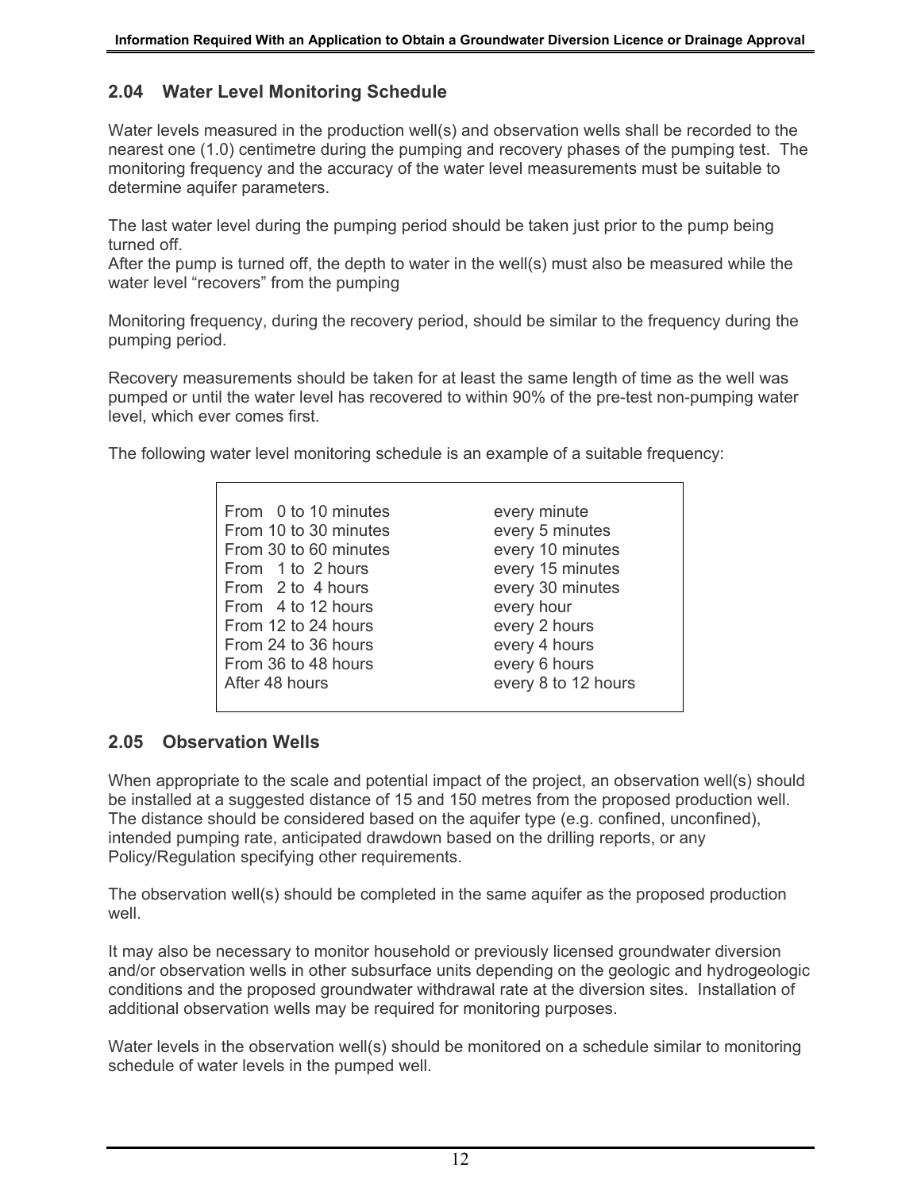## 2.04 Water Level Monitoring Schedule

Water levels measured in the production well(s) and observation wells shall be recorded to the nearest one (1.0) centimetre during the pumping and recovery phases of the pumping test. The monitoring frequency and the accuracy of the water level measurements must be suitable to determine aquifer parameters.

The last water level during the pumping period should be taken just prior to the pump being turned off.
After the pump is turned off, the depth to water in the well(s) must also be measured while the water level "recovers" from the pumping

Monitoring frequency, during the recovery period, should be similar to the frequency during the pumping period.

Recovery measurements should be taken for at least the same length of time as the well was pumped or until the water level has recovered to within 90% of the pre-test non-pumping water level, which ever comes first.

The following water level monitoring schedule is an example of a suitable frequency:

| | |
|---|---|
| From 0 to 10 minutes | every minute |
| From 10 to 30 minutes | every 5 minutes |
| From 30 to 60 minutes | every 10 minutes |
| From 1 to 2 hours | every 15 minutes |
| From 2 to 4 hours | every 30 minutes |
| From 4 to 12 hours | every hour |
| From 12 to 24 hours | every 2 hours |
| From 24 to 36 hours | every 4 hours |
| From 36 to 48 hours | every 6 hours |
| After 48 hours | every 8 to 12 hours |

## 2.05 Observation Wells

When appropriate to the scale and potential impact of the project, an observation well(s) should be installed at a suggested distance of 15 and 150 metres from the proposed production well. The distance should be considered based on the aquifer type (e.g. confined, unconfined), intended pumping rate, anticipated drawdown based on the drilling reports, or any Policy/Regulation specifying other requirements.

The observation well(s) should be completed in the same aquifer as the proposed production well.

It may also be necessary to monitor household or previously licensed groundwater diversion and/or observation wells in other subsurface units depending on the geologic and hydrogeologic conditions and the proposed groundwater withdrawal rate at the diversion sites. Installation of additional observation wells may be required for monitoring purposes.

Water levels in the observation well(s) should be monitored on a schedule similar to monitoring schedule of water levels in the pumped well.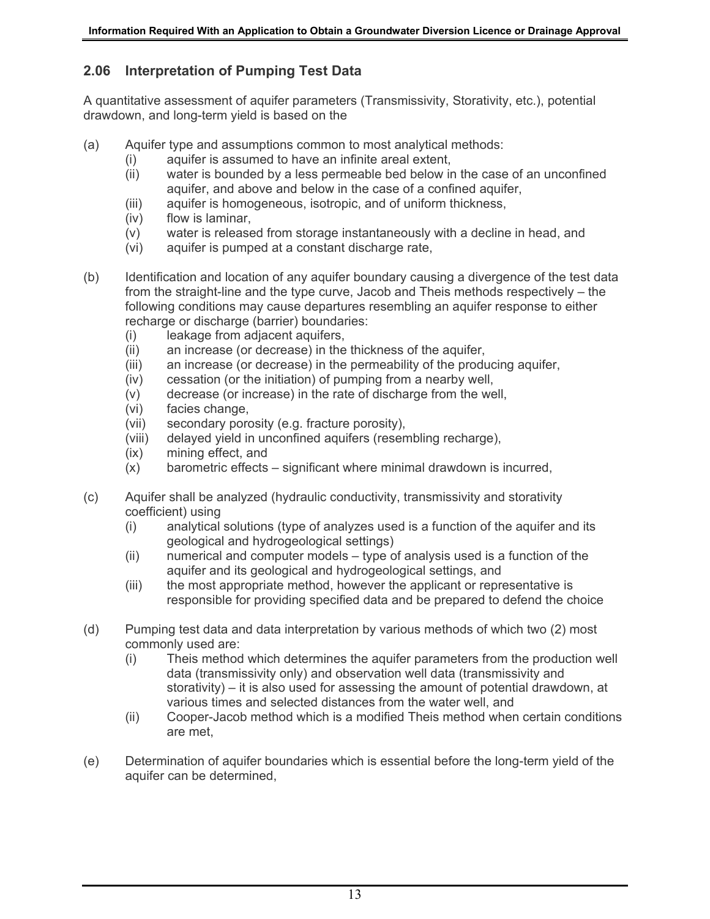## 2.06 Interpretation of Pumping Test Data

A quantitative assessment of aquifer parameters (Transmissivity, Storativity, etc.), potential drawdown, and long-term yield is based on the

(a) Aquifer type and assumptions common to most analytical methods:
  - (i) aquifer is assumed to have an infinite areal extent,
  - (ii) water is bounded by a less permeable bed below in the case of an unconfined aquifer, and above and below in the case of a confined aquifer,
  - (iii) aquifer is homogeneous, isotropic, and of uniform thickness,
  - (iv) flow is laminar,
  - (v) water is released from storage instantaneously with a decline in head, and
  - (vi) aquifer is pumped at a constant discharge rate,

(b) Identification and location of any aquifer boundary causing a divergence of the test data from the straight-line and the type curve, Jacob and Theis methods respectively – the following conditions may cause departures resembling an aquifer response to either recharge or discharge (barrier) boundaries:
  - (i) leakage from adjacent aquifers,
  - (ii) an increase (or decrease) in the thickness of the aquifer,
  - (iii) an increase (or decrease) in the permeability of the producing aquifer,
  - (iv) cessation (or the initiation) of pumping from a nearby well,
  - (v) decrease (or increase) in the rate of discharge from the well,
  - (vi) facies change,
  - (vii) secondary porosity (e.g. fracture porosity),
  - (viii) delayed yield in unconfined aquifers (resembling recharge),
  - (ix) mining effect, and
  - (x) barometric effects – significant where minimal drawdown is incurred,

(c) Aquifer shall be analyzed (hydraulic conductivity, transmissivity and storativity coefficient) using
  - (i) analytical solutions (type of analyzes used is a function of the aquifer and its geological and hydrogeological settings)
  - (ii) numerical and computer models – type of analysis used is a function of the aquifer and its geological and hydrogeological settings, and
  - (iii) the most appropriate method, however the applicant or representative is responsible for providing specified data and be prepared to defend the choice

(d) Pumping test data and data interpretation by various methods of which two (2) most commonly used are:
  - (i) Theis method which determines the aquifer parameters from the production well data (transmissivity only) and observation well data (transmissivity and storativity) – it is also used for assessing the amount of potential drawdown, at various times and selected distances from the water well, and
  - (ii) Cooper-Jacob method which is a modified Theis method when certain conditions are met,

(e) Determination of aquifer boundaries which is essential before the long-term yield of the aquifer can be determined,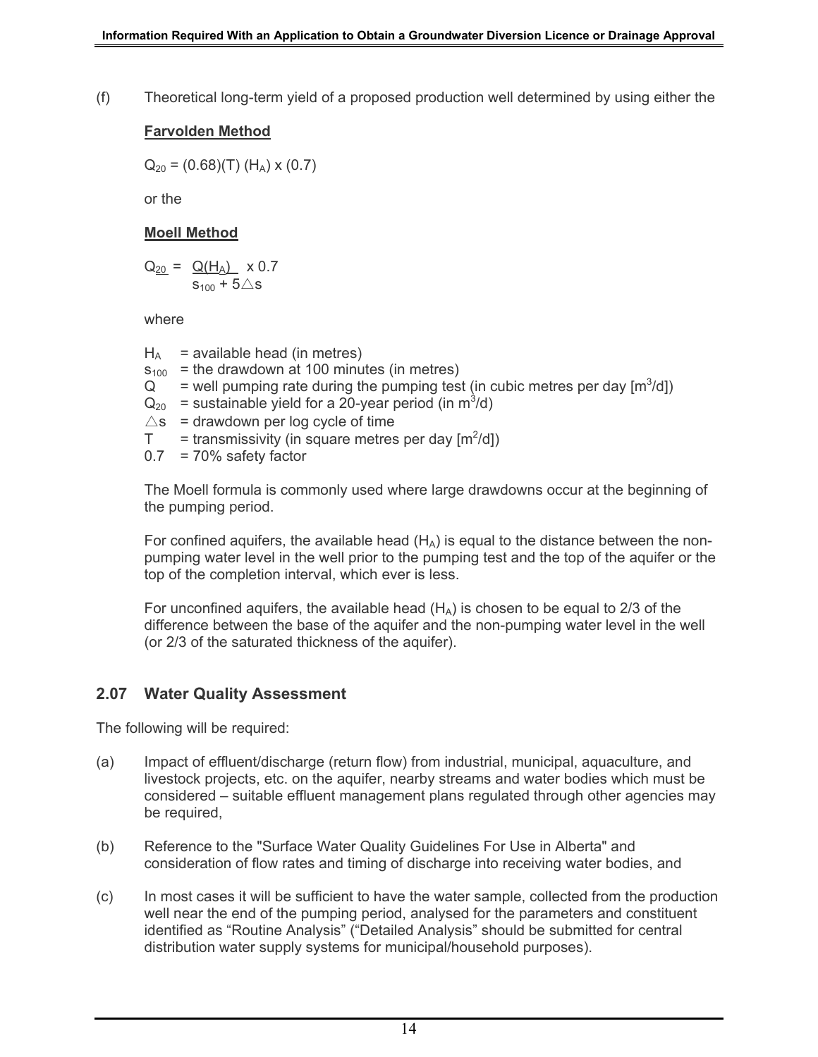(f) Theoretical long-term yield of a proposed production well determined by using either the

**Farvolden Method**

$$Q_{20} = (0.68)(T)(H_A) \times (0.7)$$

or the

**Moell Method**

$$Q_{20} = \frac{Q(H_A)}{s_{100} + 5\triangle s} \times 0.7$$

where

$H_A$ = available head (in metres)
$s_{100}$ = the drawdown at 100 minutes (in metres)
$Q$ = well pumping rate during the pumping test (in cubic metres per day [$m^3/d$])
$Q_{20}$ = sustainable yield for a 20-year period (in $m^3/d$)
$\triangle s$ = drawdown per log cycle of time
$T$ = transmissivity (in square metres per day [$m^2/d$])
0.7 = 70% safety factor

The Moell formula is commonly used where large drawdowns occur at the beginning of the pumping period.

For confined aquifers, the available head ($H_A$) is equal to the distance between the non-pumping water level in the well prior to the pumping test and the top of the aquifer or the top of the completion interval, which ever is less.

For unconfined aquifers, the available head ($H_A$) is chosen to be equal to 2/3 of the difference between the base of the aquifer and the non-pumping water level in the well (or 2/3 of the saturated thickness of the aquifer).

## 2.07 Water Quality Assessment

The following will be required:

(a) Impact of effluent/discharge (return flow) from industrial, municipal, aquaculture, and livestock projects, etc. on the aquifer, nearby streams and water bodies which must be considered – suitable effluent management plans regulated through other agencies may be required,

(b) Reference to the "Surface Water Quality Guidelines For Use in Alberta" and consideration of flow rates and timing of discharge into receiving water bodies, and

(c) In most cases it will be sufficient to have the water sample, collected from the production well near the end of the pumping period, analysed for the parameters and constituent identified as "Routine Analysis" ("Detailed Analysis" should be submitted for central distribution water supply systems for municipal/household purposes).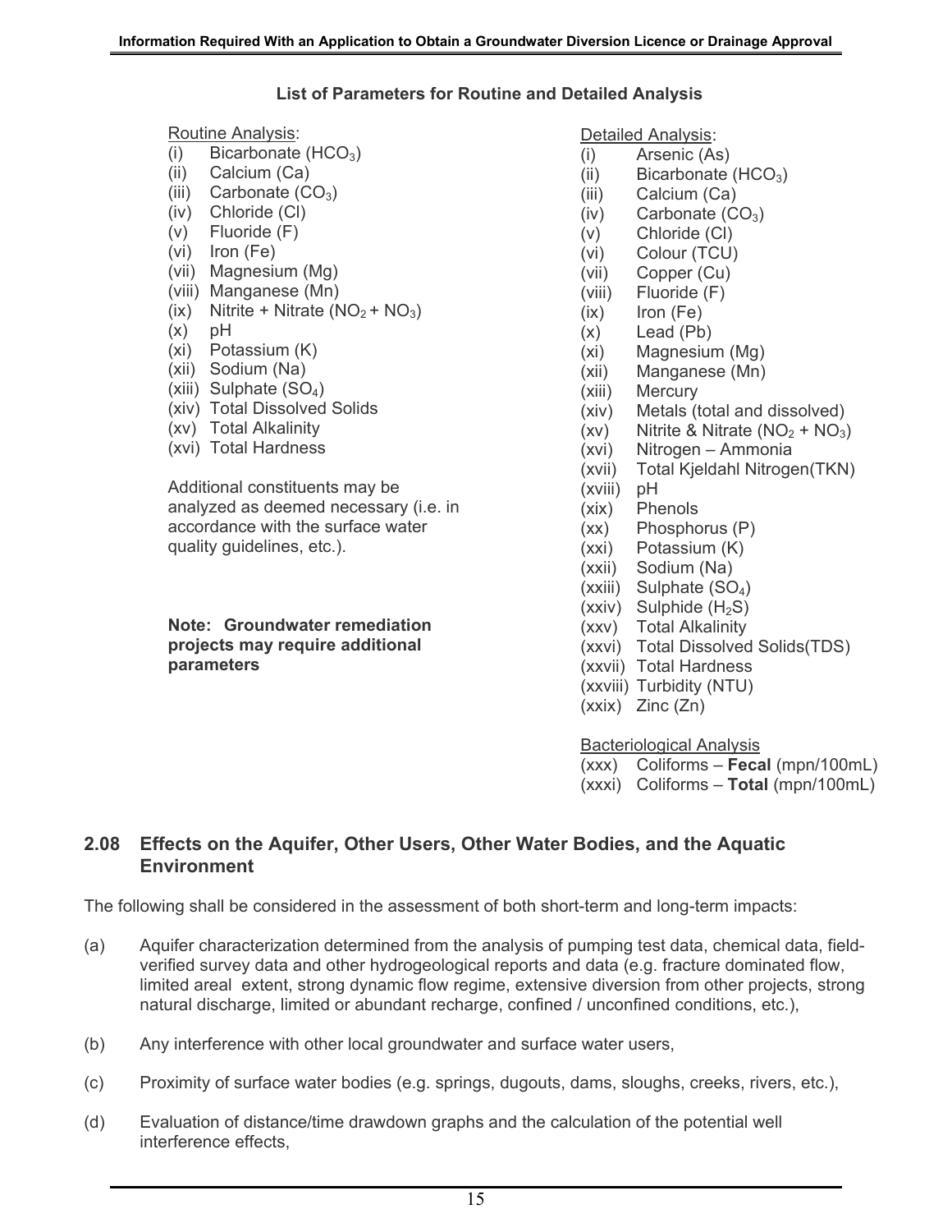**List of Parameters for Routine and Detailed Analysis**

Routine Analysis:

(i) Bicarbonate ($HCO_3$)
(ii) Calcium (Ca)
(iii) Carbonate ($CO_3$)
(iv) Chloride (Cl)
(v) Fluoride (F)
(vi) Iron (Fe)
(vii) Magnesium (Mg)
(viii) Manganese (Mn)
(ix) Nitrite + Nitrate ($NO_2 + NO_3$)
(x) pH
(xi) Potassium (K)
(xii) Sodium (Na)
(xiii) Sulphate ($SO_4$)
(xiv) Total Dissolved Solids
(xv) Total Alkalinity
(xvi) Total Hardness

Additional constituents may be analyzed as deemed necessary (i.e. in accordance with the surface water quality guidelines, etc.).

**Note: Groundwater remediation projects may require additional parameters**

Detailed Analysis:

(i) Arsenic (As)
(ii) Bicarbonate ($HCO_3$)
(iii) Calcium (Ca)
(iv) Carbonate ($CO_3$)
(v) Chloride (Cl)
(vi) Colour (TCU)
(vii) Copper (Cu)
(viii) Fluoride (F)
(ix) Iron (Fe)
(x) Lead (Pb)
(xi) Magnesium (Mg)
(xii) Manganese (Mn)
(xiii) Mercury
(xiv) Metals (total and dissolved)
(xv) Nitrite & Nitrate ($NO_2 + NO_3$)
(xvi) Nitrogen – Ammonia
(xvii) Total Kjeldahl Nitrogen(TKN)
(xviii) pH
(xix) Phenols
(xx) Phosphorus (P)
(xxi) Potassium (K)
(xxii) Sodium (Na)
(xxiii) Sulphate ($SO_4$)
(xxiv) Sulphide ($H_2S$)
(xxv) Total Alkalinity
(xxvi) Total Dissolved Solids(TDS)
(xxvii) Total Hardness
(xxviii) Turbidity (NTU)
(xxix) Zinc (Zn)

Bacteriological Analysis

(xxx) Coliforms – **Fecal** (mpn/100mL)
(xxxi) Coliforms – **Total** (mpn/100mL)

## 2.08 Effects on the Aquifer, Other Users, Other Water Bodies, and the Aquatic Environment

The following shall be considered in the assessment of both short-term and long-term impacts:

(a) Aquifer characterization determined from the analysis of pumping test data, chemical data, field-verified survey data and other hydrogeological reports and data (e.g. fracture dominated flow, limited areal extent, strong dynamic flow regime, extensive diversion from other projects, strong natural discharge, limited or abundant recharge, confined / unconfined conditions, etc.),

(b) Any interference with other local groundwater and surface water users,

(c) Proximity of surface water bodies (e.g. springs, dugouts, dams, sloughs, creeks, rivers, etc.),

(d) Evaluation of distance/time drawdown graphs and the calculation of the potential well interference effects,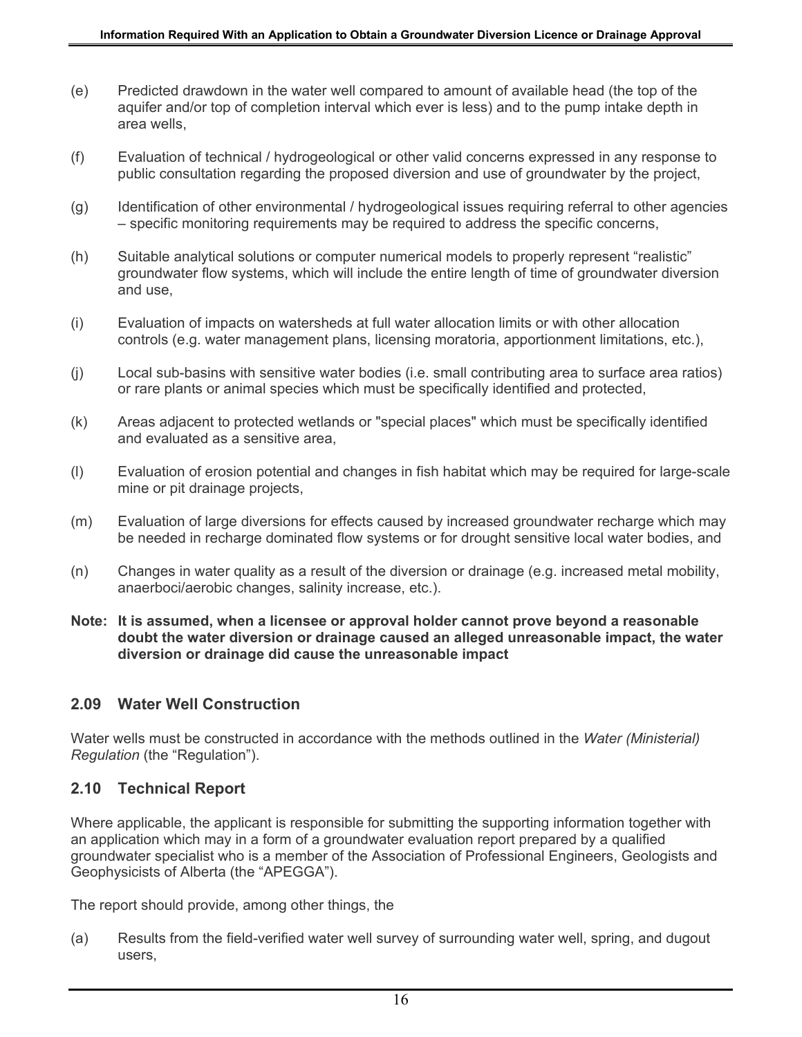(e) Predicted drawdown in the water well compared to amount of available head (the top of the aquifer and/or top of completion interval which ever is less) and to the pump intake depth in area wells,

(f) Evaluation of technical / hydrogeological or other valid concerns expressed in any response to public consultation regarding the proposed diversion and use of groundwater by the project,

(g) Identification of other environmental / hydrogeological issues requiring referral to other agencies – specific monitoring requirements may be required to address the specific concerns,

(h) Suitable analytical solutions or computer numerical models to properly represent “realistic” groundwater flow systems, which will include the entire length of time of groundwater diversion and use,

(i) Evaluation of impacts on watersheds at full water allocation limits or with other allocation controls (e.g. water management plans, licensing moratoria, apportionment limitations, etc.),

(j) Local sub-basins with sensitive water bodies (i.e. small contributing area to surface area ratios) or rare plants or animal species which must be specifically identified and protected,

(k) Areas adjacent to protected wetlands or "special places" which must be specifically identified and evaluated as a sensitive area,

(l) Evaluation of erosion potential and changes in fish habitat which may be required for large-scale mine or pit drainage projects,

(m) Evaluation of large diversions for effects caused by increased groundwater recharge which may be needed in recharge dominated flow systems or for drought sensitive local water bodies, and

(n) Changes in water quality as a result of the diversion or drainage (e.g. increased metal mobility, anaerboci/aerobic changes, salinity increase, etc.).

**Note: It is assumed, when a licensee or approval holder cannot prove beyond a reasonable doubt the water diversion or drainage caused an alleged unreasonable impact, the water diversion or drainage did cause the unreasonable impact**

## 2.09 Water Well Construction

Water wells must be constructed in accordance with the methods outlined in the *Water (Ministerial) Regulation* (the “Regulation”).

## 2.10 Technical Report

Where applicable, the applicant is responsible for submitting the supporting information together with an application which may in a form of a groundwater evaluation report prepared by a qualified groundwater specialist who is a member of the Association of Professional Engineers, Geologists and Geophysicists of Alberta (the “APEGGA”).

The report should provide, among other things, the

(a) Results from the field-verified water well survey of surrounding water well, spring, and dugout users,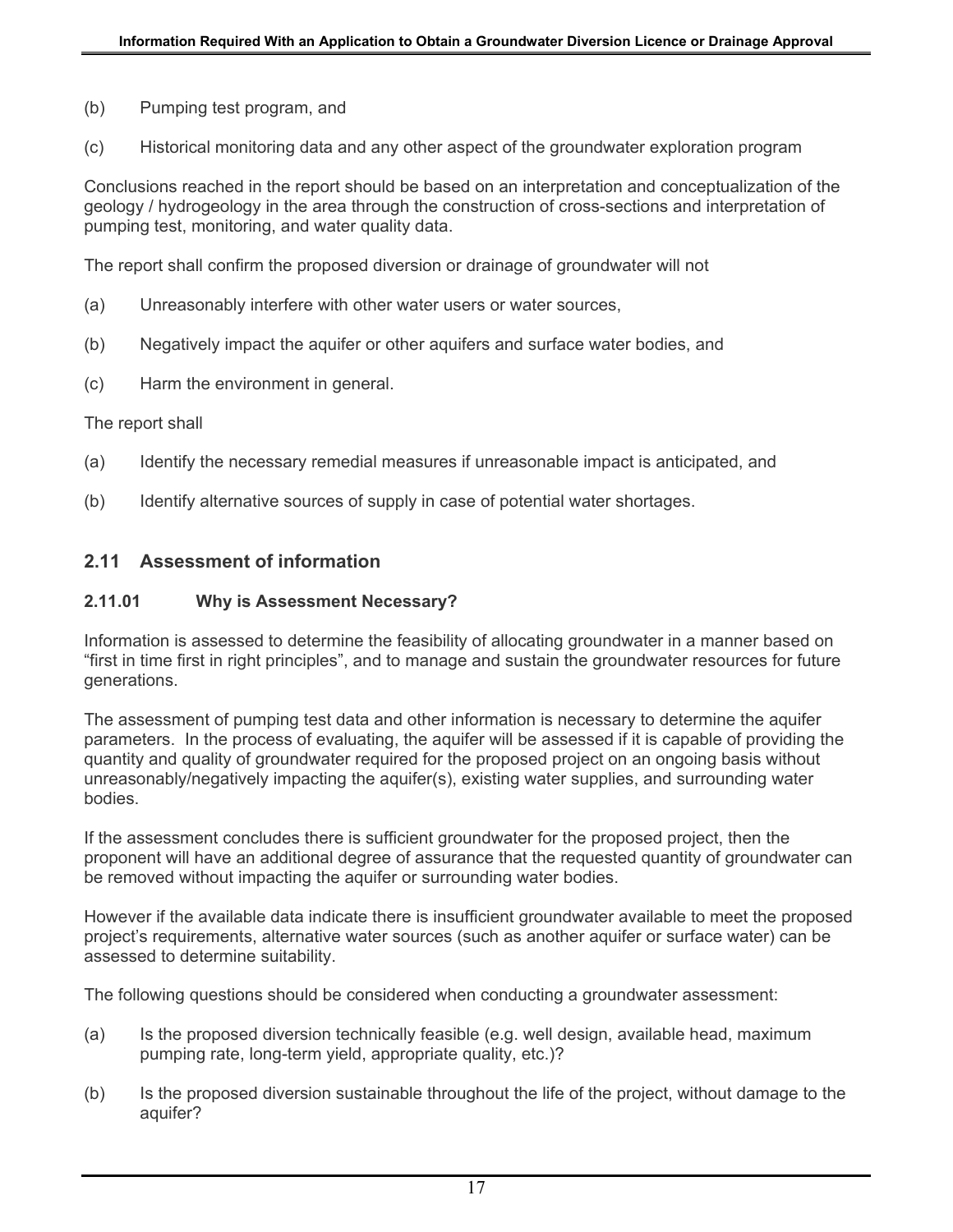(b) Pumping test program, and

(c) Historical monitoring data and any other aspect of the groundwater exploration program

Conclusions reached in the report should be based on an interpretation and conceptualization of the geology / hydrogeology in the area through the construction of cross-sections and interpretation of pumping test, monitoring, and water quality data.

The report shall confirm the proposed diversion or drainage of groundwater will not

(a) Unreasonably interfere with other water users or water sources,

(b) Negatively impact the aquifer or other aquifers and surface water bodies, and

(c) Harm the environment in general.

The report shall

(a) Identify the necessary remedial measures if unreasonable impact is anticipated, and

(b) Identify alternative sources of supply in case of potential water shortages.

## 2.11 Assessment of information

### 2.11.01 Why is Assessment Necessary?

Information is assessed to determine the feasibility of allocating groundwater in a manner based on "first in time first in right principles", and to manage and sustain the groundwater resources for future generations.

The assessment of pumping test data and other information is necessary to determine the aquifer parameters. In the process of evaluating, the aquifer will be assessed if it is capable of providing the quantity and quality of groundwater required for the proposed project on an ongoing basis without unreasonably/negatively impacting the aquifer(s), existing water supplies, and surrounding water bodies.

If the assessment concludes there is sufficient groundwater for the proposed project, then the proponent will have an additional degree of assurance that the requested quantity of groundwater can be removed without impacting the aquifer or surrounding water bodies.

However if the available data indicate there is insufficient groundwater available to meet the proposed project's requirements, alternative water sources (such as another aquifer or surface water) can be assessed to determine suitability.

The following questions should be considered when conducting a groundwater assessment:

(a) Is the proposed diversion technically feasible (e.g. well design, available head, maximum pumping rate, long-term yield, appropriate quality, etc.)?

(b) Is the proposed diversion sustainable throughout the life of the project, without damage to the aquifer?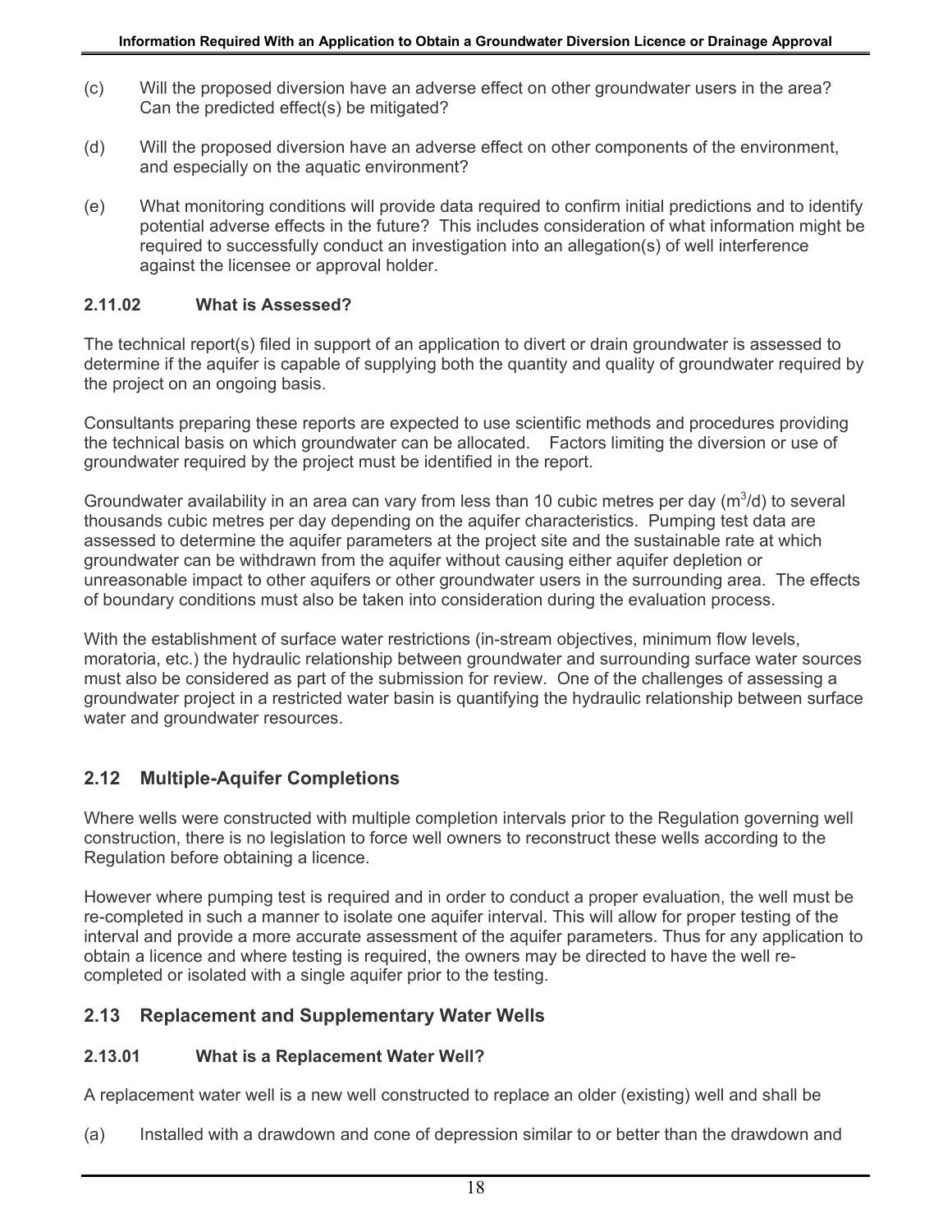(c) Will the proposed diversion have an adverse effect on other groundwater users in the area? Can the predicted effect(s) be mitigated?

(d) Will the proposed diversion have an adverse effect on other components of the environment, and especially on the aquatic environment?

(e) What monitoring conditions will provide data required to confirm initial predictions and to identify potential adverse effects in the future? This includes consideration of what information might be required to successfully conduct an investigation into an allegation(s) of well interference against the licensee or approval holder.

### 2.11.02 What is Assessed?

The technical report(s) filed in support of an application to divert or drain groundwater is assessed to determine if the aquifer is capable of supplying both the quantity and quality of groundwater required by the project on an ongoing basis.

Consultants preparing these reports are expected to use scientific methods and procedures providing the technical basis on which groundwater can be allocated. Factors limiting the diversion or use of groundwater required by the project must be identified in the report.

Groundwater availability in an area can vary from less than 10 cubic metres per day ($m^3$/d) to several thousands cubic metres per day depending on the aquifer characteristics. Pumping test data are assessed to determine the aquifer parameters at the project site and the sustainable rate at which groundwater can be withdrawn from the aquifer without causing either aquifer depletion or unreasonable impact to other aquifers or other groundwater users in the surrounding area. The effects of boundary conditions must also be taken into consideration during the evaluation process.

With the establishment of surface water restrictions (in-stream objectives, minimum flow levels, moratoria, etc.) the hydraulic relationship between groundwater and surrounding surface water sources must also be considered as part of the submission for review. One of the challenges of assessing a groundwater project in a restricted water basin is quantifying the hydraulic relationship between surface water and groundwater resources.

## 2.12 Multiple-Aquifer Completions

Where wells were constructed with multiple completion intervals prior to the Regulation governing well construction, there is no legislation to force well owners to reconstruct these wells according to the Regulation before obtaining a licence.

However where pumping test is required and in order to conduct a proper evaluation, the well must be re-completed in such a manner to isolate one aquifer interval. This will allow for proper testing of the interval and provide a more accurate assessment of the aquifer parameters. Thus for any application to obtain a licence and where testing is required, the owners may be directed to have the well re-completed or isolated with a single aquifer prior to the testing.

## 2.13 Replacement and Supplementary Water Wells

### 2.13.01 What is a Replacement Water Well?

A replacement water well is a new well constructed to replace an older (existing) well and shall be

(a) Installed with a drawdown and cone of depression similar to or better than the drawdown and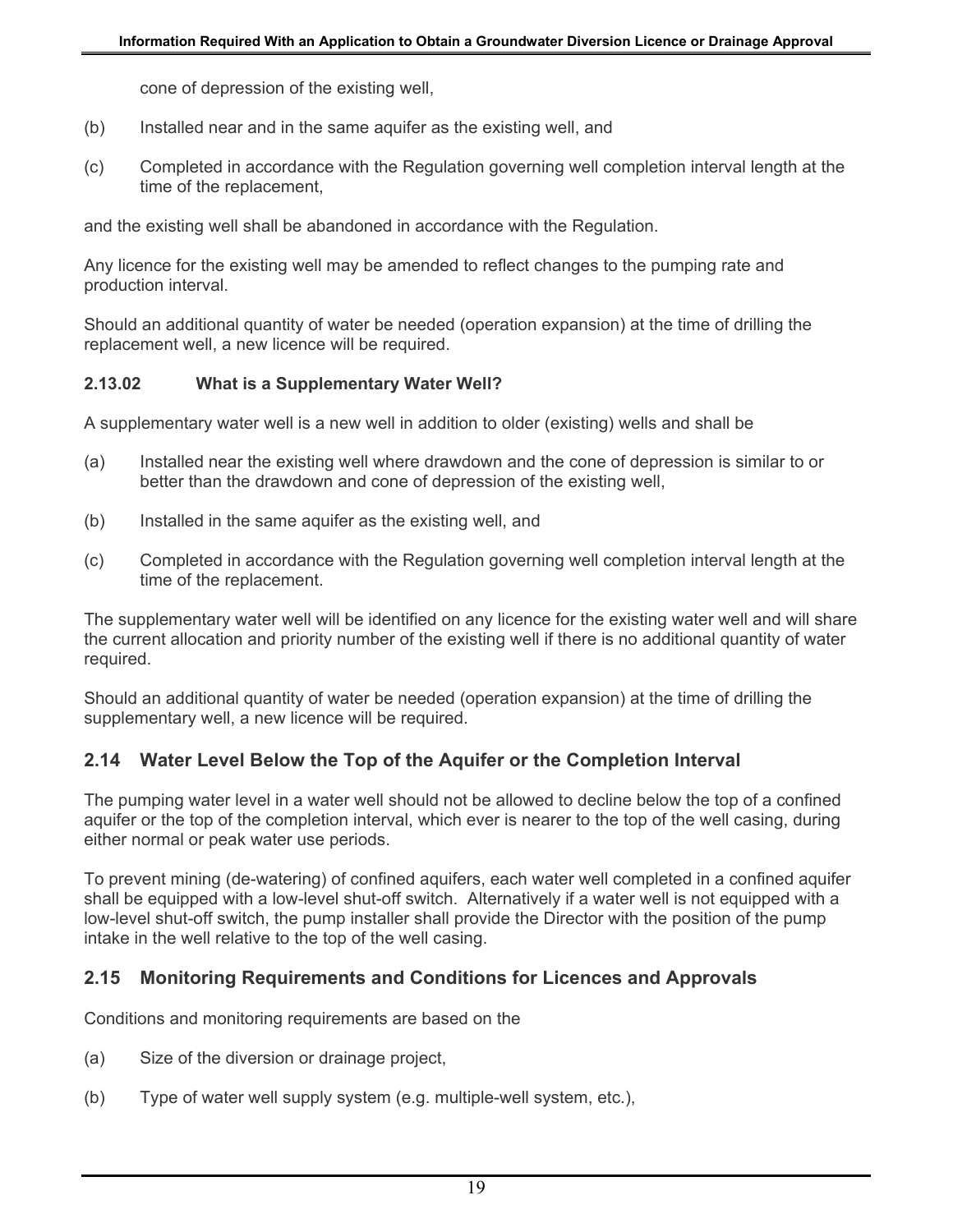cone of depression of the existing well,

(b) Installed near and in the same aquifer as the existing well, and

(c) Completed in accordance with the Regulation governing well completion interval length at the time of the replacement,

and the existing well shall be abandoned in accordance with the Regulation.

Any licence for the existing well may be amended to reflect changes to the pumping rate and production interval.

Should an additional quantity of water be needed (operation expansion) at the time of drilling the replacement well, a new licence will be required.

#### 2.13.02 What is a Supplementary Water Well?

A supplementary water well is a new well in addition to older (existing) wells and shall be

(a) Installed near the existing well where drawdown and the cone of depression is similar to or better than the drawdown and cone of depression of the existing well,

(b) Installed in the same aquifer as the existing well, and

(c) Completed in accordance with the Regulation governing well completion interval length at the time of the replacement.

The supplementary water well will be identified on any licence for the existing water well and will share the current allocation and priority number of the existing well if there is no additional quantity of water required.

Should an additional quantity of water be needed (operation expansion) at the time of drilling the supplementary well, a new licence will be required.

## 2.14 Water Level Below the Top of the Aquifer or the Completion Interval

The pumping water level in a water well should not be allowed to decline below the top of a confined aquifer or the top of the completion interval, which ever is nearer to the top of the well casing, during either normal or peak water use periods.

To prevent mining (de-watering) of confined aquifers, each water well completed in a confined aquifer shall be equipped with a low-level shut-off switch. Alternatively if a water well is not equipped with a low-level shut-off switch, the pump installer shall provide the Director with the position of the pump intake in the well relative to the top of the well casing.

## 2.15 Monitoring Requirements and Conditions for Licences and Approvals

Conditions and monitoring requirements are based on the

(a) Size of the diversion or drainage project,

(b) Type of water well supply system (e.g. multiple-well system, etc.),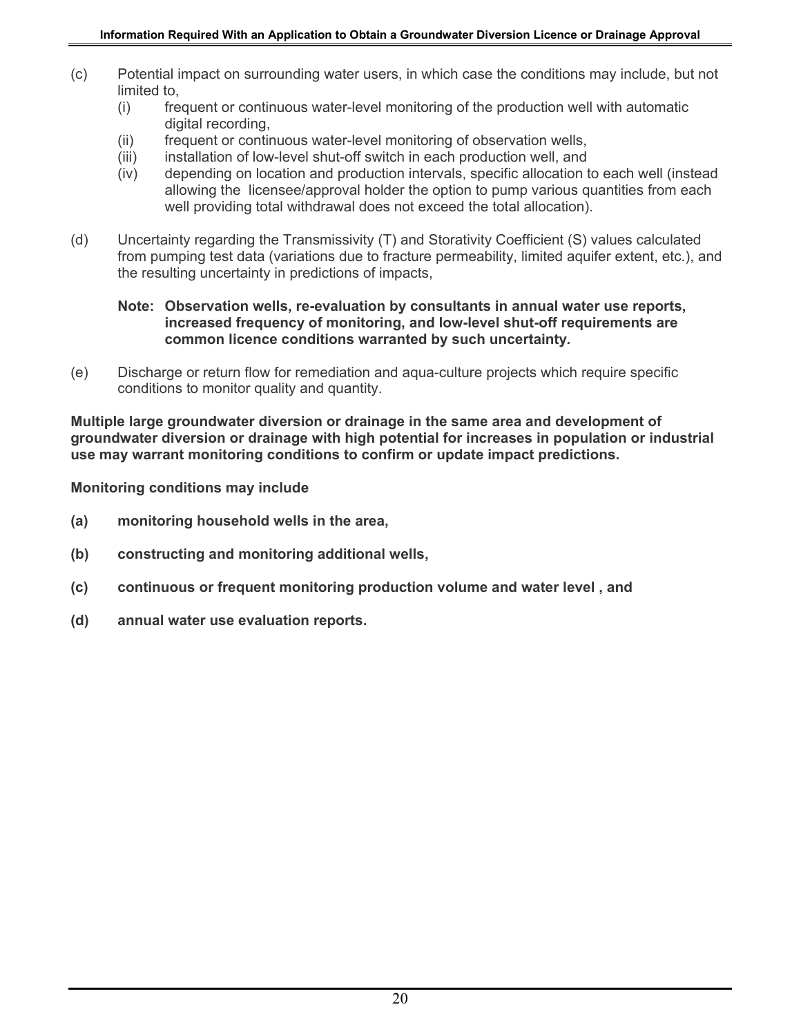(c) Potential impact on surrounding water users, in which case the conditions may include, but not limited to,
   (i) frequent or continuous water-level monitoring of the production well with automatic digital recording,
   (ii) frequent or continuous water-level monitoring of observation wells,
   (iii) installation of low-level shut-off switch in each production well, and
   (iv) depending on location and production intervals, specific allocation to each well (instead allowing the licensee/approval holder the option to pump various quantities from each well providing total withdrawal does not exceed the total allocation).

(d) Uncertainty regarding the Transmissivity (T) and Storativity Coefficient (S) values calculated from pumping test data (variations due to fracture permeability, limited aquifer extent, etc.), and the resulting uncertainty in predictions of impacts,

   **Note: Observation wells, re-evaluation by consultants in annual water use reports, increased frequency of monitoring, and low-level shut-off requirements are common licence conditions warranted by such uncertainty.**

(e) Discharge or return flow for remediation and aqua-culture projects which require specific conditions to monitor quality and quantity.

**Multiple large groundwater diversion or drainage in the same area and development of groundwater diversion or drainage with high potential for increases in population or industrial use may warrant monitoring conditions to confirm or update impact predictions.**

**Monitoring conditions may include**

**(a) monitoring household wells in the area,**

**(b) constructing and monitoring additional wells,**

**(c) continuous or frequent monitoring production volume and water level , and**

**(d) annual water use evaluation reports.**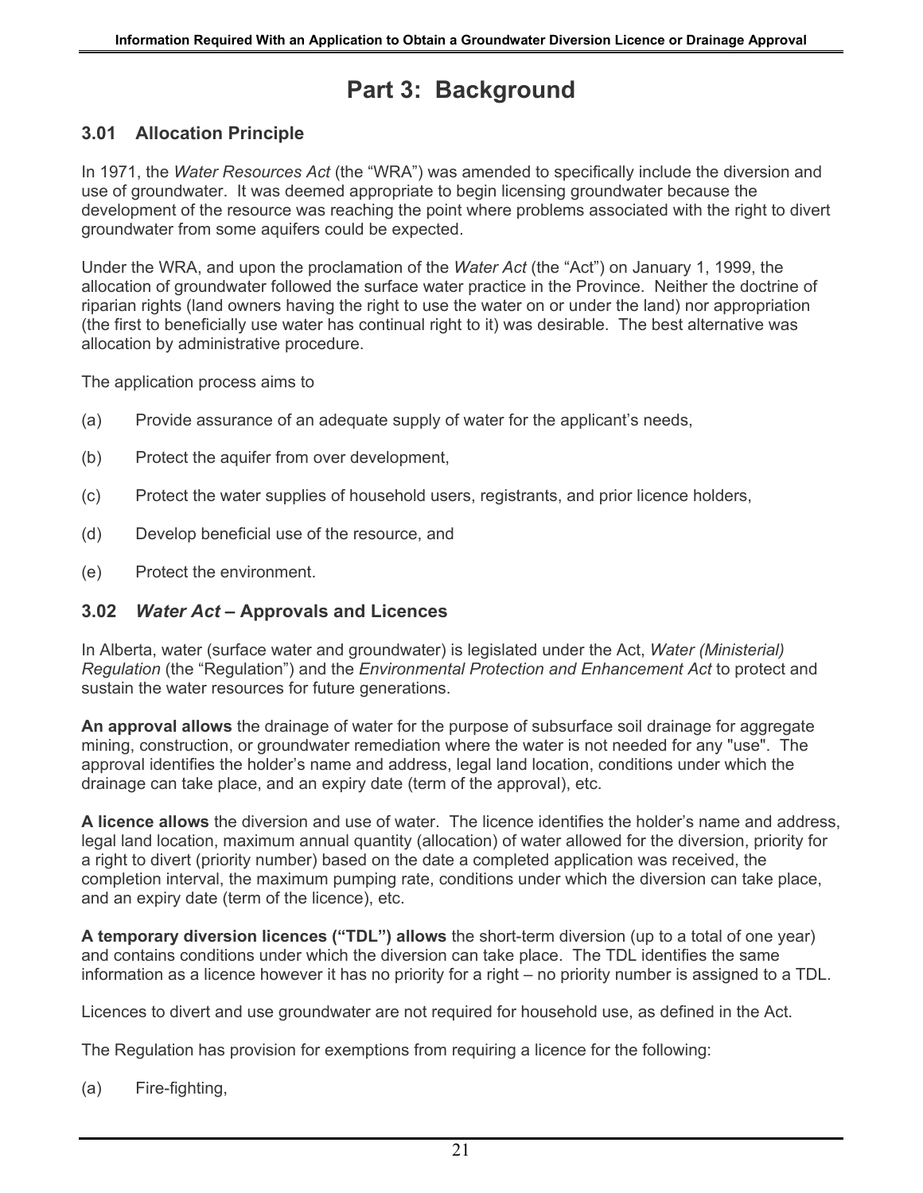# Part 3: Background

## 3.01 Allocation Principle

In 1971, the *Water Resources Act* (the "WRA") was amended to specifically include the diversion and use of groundwater. It was deemed appropriate to begin licensing groundwater because the development of the resource was reaching the point where problems associated with the right to divert groundwater from some aquifers could be expected.

Under the WRA, and upon the proclamation of the *Water Act* (the "Act") on January 1, 1999, the allocation of groundwater followed the surface water practice in the Province. Neither the doctrine of riparian rights (land owners having the right to use the water on or under the land) nor appropriation (the first to beneficially use water has continual right to it) was desirable. The best alternative was allocation by administrative procedure.

The application process aims to

(a) Provide assurance of an adequate supply of water for the applicant's needs,

(b) Protect the aquifer from over development,

(c) Protect the water supplies of household users, registrants, and prior licence holders,

(d) Develop beneficial use of the resource, and

(e) Protect the environment.

## 3.02 *Water Act* – Approvals and Licences

In Alberta, water (surface water and groundwater) is legislated under the Act, *Water (Ministerial) Regulation* (the "Regulation") and the *Environmental Protection and Enhancement Act* to protect and sustain the water resources for future generations.

**An approval allows** the drainage of water for the purpose of subsurface soil drainage for aggregate mining, construction, or groundwater remediation where the water is not needed for any "use". The approval identifies the holder's name and address, legal land location, conditions under which the drainage can take place, and an expiry date (term of the approval), etc.

**A licence allows** the diversion and use of water. The licence identifies the holder's name and address, legal land location, maximum annual quantity (allocation) of water allowed for the diversion, priority for a right to divert (priority number) based on the date a completed application was received, the completion interval, the maximum pumping rate, conditions under which the diversion can take place, and an expiry date (term of the licence), etc.

**A temporary diversion licences ("TDL") allows** the short-term diversion (up to a total of one year) and contains conditions under which the diversion can take place. The TDL identifies the same information as a licence however it has no priority for a right – no priority number is assigned to a TDL.

Licences to divert and use groundwater are not required for household use, as defined in the Act.

The Regulation has provision for exemptions from requiring a licence for the following:

(a) Fire-fighting,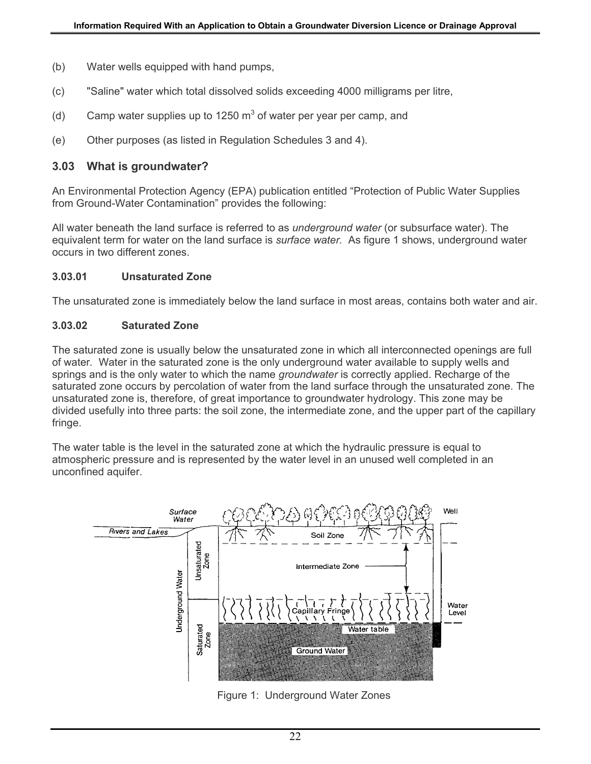(b) Water wells equipped with hand pumps,

(c) "Saline" water which total dissolved solids exceeding 4000 milligrams per litre,

(d) Camp water supplies up to 1250 $m^3$ of water per year per camp, and

(e) Other purposes (as listed in Regulation Schedules 3 and 4).

## 3.03 What is groundwater?

An Environmental Protection Agency (EPA) publication entitled “Protection of Public Water Supplies from Ground-Water Contamination” provides the following:

All water beneath the land surface is referred to as *underground water* (or subsurface water). The equivalent term for water on the land surface is *surface water.* As figure 1 shows, underground water occurs in two different zones.

### 3.03.01 Unsaturated Zone

The unsaturated zone is immediately below the land surface in most areas, contains both water and air.

### 3.03.02 Saturated Zone

The saturated zone is usually below the unsaturated zone in which all interconnected openings are full of water. Water in the saturated zone is the only underground water available to supply wells and springs and is the only water to which the name *groundwater* is correctly applied. Recharge of the saturated zone occurs by percolation of water from the land surface through the unsaturated zone. The unsaturated zone is, therefore, of great importance to groundwater hydrology. This zone may be divided usefully into three parts: the soil zone, the intermediate zone, and the upper part of the capillary fringe.

The water table is the level in the saturated zone at which the hydraulic pressure is equal to atmospheric pressure and is represented by the water level in an unused well completed in an unconfined aquifer.

Figure 1: Underground Water Zones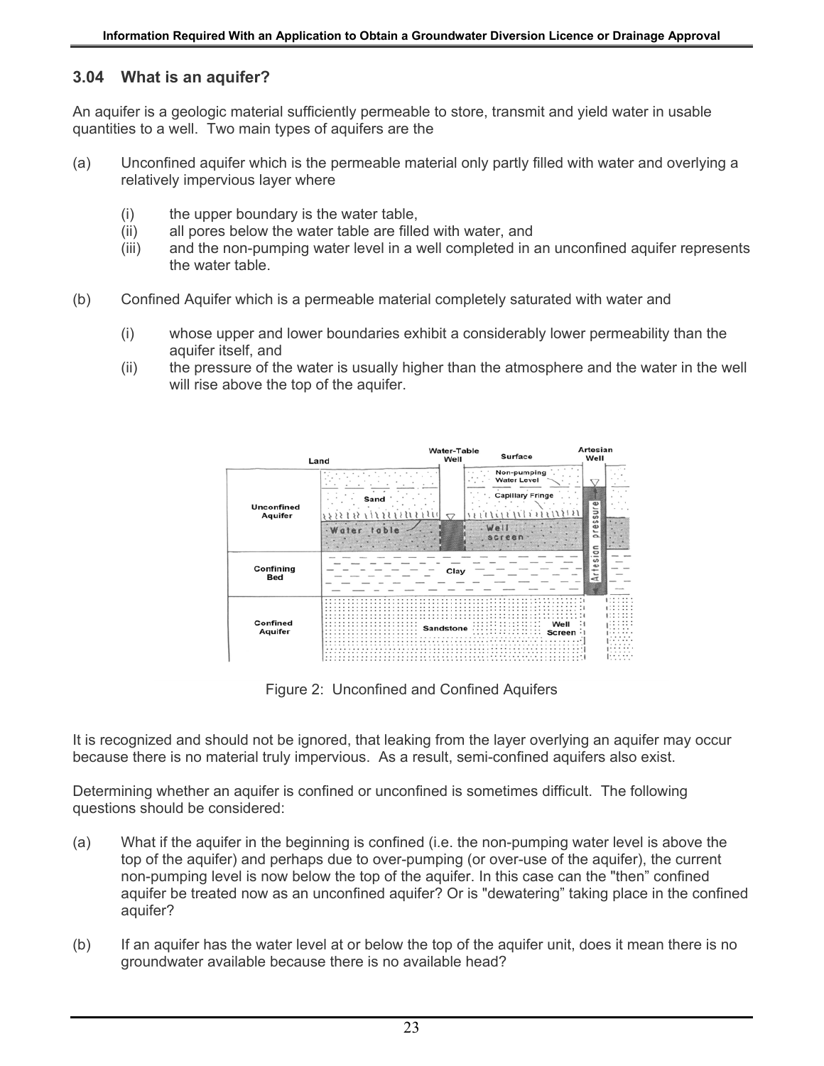### 3.04 What is an aquifer?

An aquifer is a geologic material sufficiently permeable to store, transmit and yield water in usable quantities to a well. Two main types of aquifers are the

(a) Unconfined aquifer which is the permeable material only partly filled with water and overlying a relatively impervious layer where

  (i) the upper boundary is the water table,
  (ii) all pores below the water table are filled with water, and
  (iii) and the non-pumping water level in a well completed in an unconfined aquifer represents the water table.

(b) Confined Aquifer which is a permeable material completely saturated with water and

  (i) whose upper and lower boundaries exhibit a considerably lower permeability than the aquifer itself, and
  (ii) the pressure of the water is usually higher than the atmosphere and the water in the well will rise above the top of the aquifer.

Figure 2: Unconfined and Confined Aquifers

It is recognized and should not be ignored, that leaking from the layer overlying an aquifer may occur because there is no material truly impervious. As a result, semi-confined aquifers also exist.

Determining whether an aquifer is confined or unconfined is sometimes difficult. The following questions should be considered:

(a) What if the aquifer in the beginning is confined (i.e. the non-pumping water level is above the top of the aquifer) and perhaps due to over-pumping (or over-use of the aquifer), the current non-pumping level is now below the top of the aquifer. In this case can the "then" confined aquifer be treated now as an unconfined aquifer? Or is "dewatering" taking place in the confined aquifer?

(b) If an aquifer has the water level at or below the top of the aquifer unit, does it mean there is no groundwater available because there is no available head?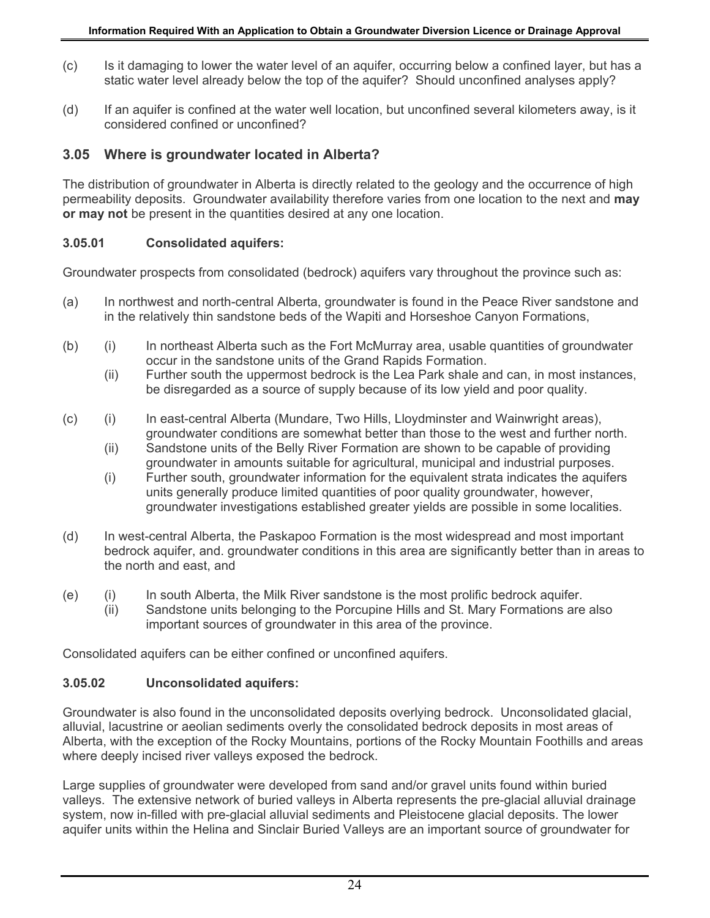(c) Is it damaging to lower the water level of an aquifer, occurring below a confined layer, but has a static water level already below the top of the aquifer? Should unconfined analyses apply?

(d) If an aquifer is confined at the water well location, but unconfined several kilometers away, is it considered confined or unconfined?

## 3.05 Where is groundwater located in Alberta?

The distribution of groundwater in Alberta is directly related to the geology and the occurrence of high permeability deposits. Groundwater availability therefore varies from one location to the next and **may or may not** be present in the quantities desired at any one location.

### 3.05.01 Consolidated aquifers:

Groundwater prospects from consolidated (bedrock) aquifers vary throughout the province such as:

(a) In northwest and north-central Alberta, groundwater is found in the Peace River sandstone and in the relatively thin sandstone beds of the Wapiti and Horseshoe Canyon Formations,

(b) (i) In northeast Alberta such as the Fort McMurray area, usable quantities of groundwater occur in the sandstone units of the Grand Rapids Formation.
 (ii) Further south the uppermost bedrock is the Lea Park shale and can, in most instances, be disregarded as a source of supply because of its low yield and poor quality.

(c) (i) In east-central Alberta (Mundare, Two Hills, Lloydminster and Wainwright areas), groundwater conditions are somewhat better than those to the west and further north.
 (ii) Sandstone units of the Belly River Formation are shown to be capable of providing groundwater in amounts suitable for agricultural, municipal and industrial purposes.
 (i) Further south, groundwater information for the equivalent strata indicates the aquifers units generally produce limited quantities of poor quality groundwater, however, groundwater investigations established greater yields are possible in some localities.

(d) In west-central Alberta, the Paskapoo Formation is the most widespread and most important bedrock aquifer, and. groundwater conditions in this area are significantly better than in areas to the north and east, and

(e) (i) In south Alberta, the Milk River sandstone is the most prolific bedrock aquifer.
 (ii) Sandstone units belonging to the Porcupine Hills and St. Mary Formations are also important sources of groundwater in this area of the province.

Consolidated aquifers can be either confined or unconfined aquifers.

### 3.05.02 Unconsolidated aquifers:

Groundwater is also found in the unconsolidated deposits overlying bedrock. Unconsolidated glacial, alluvial, lacustrine or aeolian sediments overly the consolidated bedrock deposits in most areas of Alberta, with the exception of the Rocky Mountains, portions of the Rocky Mountain Foothills and areas where deeply incised river valleys exposed the bedrock.

Large supplies of groundwater were developed from sand and/or gravel units found within buried valleys. The extensive network of buried valleys in Alberta represents the pre-glacial alluvial drainage system, now in-filled with pre-glacial alluvial sediments and Pleistocene glacial deposits. The lower aquifer units within the Helina and Sinclair Buried Valleys are an important source of groundwater for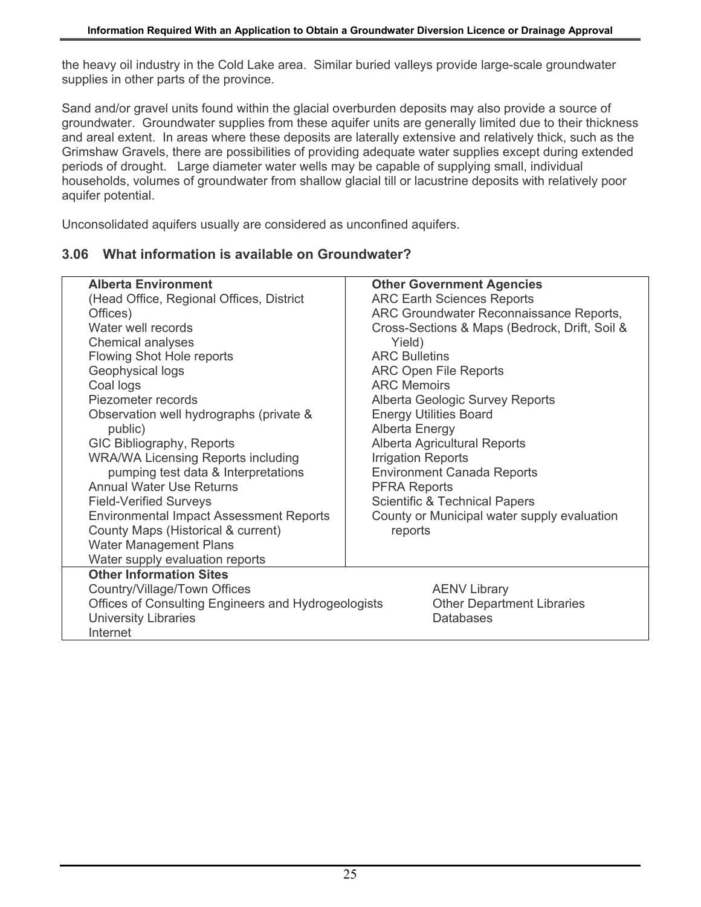the heavy oil industry in the Cold Lake area. Similar buried valleys provide large-scale groundwater supplies in other parts of the province.

Sand and/or gravel units found within the glacial overburden deposits may also provide a source of groundwater. Groundwater supplies from these aquifer units are generally limited due to their thickness and areal extent. In areas where these deposits are laterally extensive and relatively thick, such as the Grimshaw Gravels, there are possibilities of providing adequate water supplies except during extended periods of drought. Large diameter water wells may be capable of supplying small, individual households, volumes of groundwater from shallow glacial till or lacustrine deposits with relatively poor aquifer potential.

Unconsolidated aquifers usually are considered as unconfined aquifers.

## 3.06 What information is available on Groundwater?

| **Alberta Environment** | **Other Government Agencies** |
|---|---|
| (Head Office, Regional Offices, District Offices) | ARC Earth Sciences Reports |
| Water well records | ARC Groundwater Reconnaissance Reports, |
| Chemical analyses | Cross-Sections & Maps (Bedrock, Drift, Soil & Yield) |
| Flowing Shot Hole reports | ARC Bulletins |
| Geophysical logs | ARC Open File Reports |
| Coal logs | ARC Memoirs |
| Piezometer records | Alberta Geologic Survey Reports |
| Observation well hydrographs (private & public) | Energy Utilities Board |
| GIC Bibliography, Reports | Alberta Energy |
| WRA/WA Licensing Reports including pumping test data & Interpretations | Alberta Agricultural Reports |
| Annual Water Use Returns | Irrigation Reports |
| Field-Verified Surveys | Environment Canada Reports |
| Environmental Impact Assessment Reports | PFRA Reports |
| County Maps (Historical & current) | Scientific & Technical Papers |
| Water Management Plans | County or Municipal water supply evaluation reports |
| Water supply evaluation reports | |
| **Other Information Sites** | |
| Country/Village/Town Offices | AENV Library |
| Offices of Consulting Engineers and Hydrogeologists | Other Department Libraries |
| University Libraries | Databases |
| Internet | |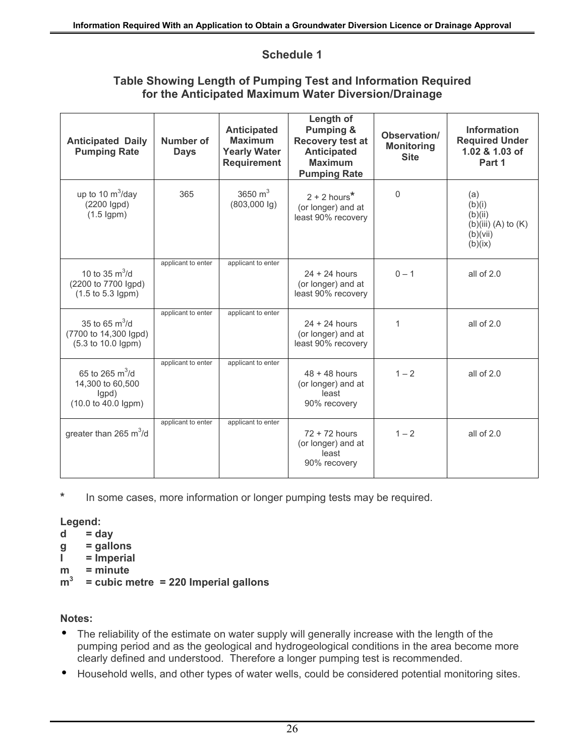## Schedule 1

### Table Showing Length of Pumping Test and Information Required for the Anticipated Maximum Water Diversion/Drainage

| Anticipated Daily Pumping Rate | Number of Days | Anticipated Maximum Yearly Water Requirement | Length of Pumping & Recovery test at Anticipated Maximum Pumping Rate | Observation/ Monitoring Site | Information Required Under 1.02 & 1.03 of Part 1 |
|---|---|---|---|---|---|
| up to 10 $m^3$/day (2200 Igpd) (1.5 Igpm) | 365 | 3650 $m^3$ (803,000 Ig) | 2 + 2 hours* (or longer) and at least 90% recovery | 0 | (a) (b)(i) (b)(ii) (b)(iii) (A) to (K) (b)(vii) (b)(ix) |
| 10 to 35 $m^3$/d (2200 to 7700 Igpd) (1.5 to 5.3 Igpm) | applicant to enter | applicant to enter | 24 + 24 hours (or longer) and at least 90% recovery | 0 – 1 | all of 2.0 |
| 35 to 65 $m^3$/d (7700 to 14,300 Igpd) (5.3 to 10.0 Igpm) | applicant to enter | applicant to enter | 24 + 24 hours (or longer) and at least 90% recovery | 1 | all of 2.0 |
| 65 to 265 $m^3$/d 14,300 to 60,500 Igpd) (10.0 to 40.0 Igpm) | applicant to enter | applicant to enter | 48 + 48 hours (or longer) and at least 90% recovery | 1 – 2 | all of 2.0 |
| greater than 265 $m^3$/d | applicant to enter | applicant to enter | 72 + 72 hours (or longer) and at least 90% recovery | 1 – 2 | all of 2.0 |

\* In some cases, more information or longer pumping tests may be required.

**Legend:**

**d = day**
**g = gallons**
**I = Imperial**
**m = minute**
**$m^3$ = cubic metre = 220 Imperial gallons**

**Notes:**

- The reliability of the estimate on water supply will generally increase with the length of the pumping period and as the geological and hydrogeological conditions in the area become more clearly defined and understood. Therefore a longer pumping test is recommended.
- Household wells, and other types of water wells, could be considered potential monitoring sites.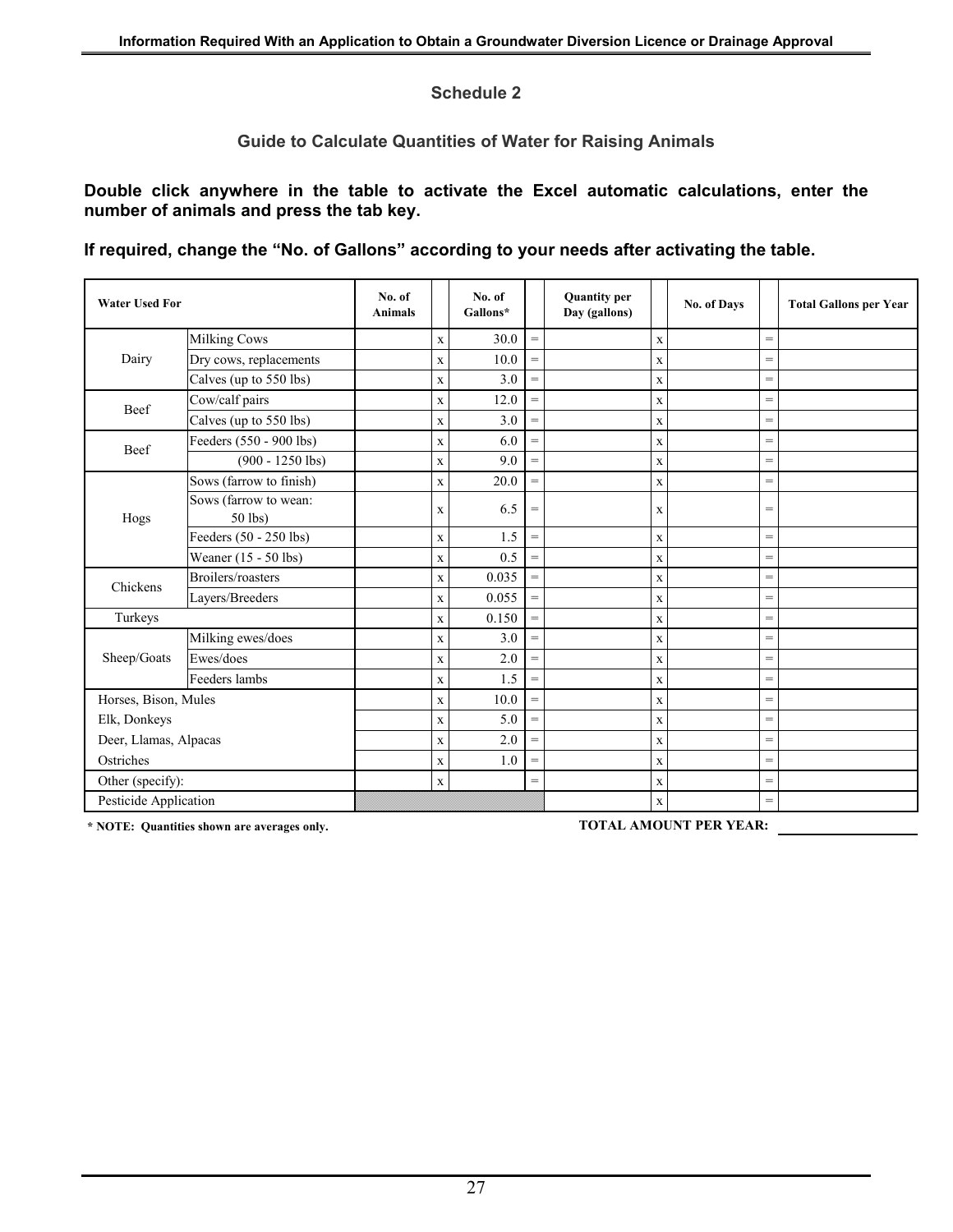## Schedule 2

### Guide to Calculate Quantities of Water for Raising Animals

**Double click anywhere in the table to activate the Excel automatic calculations, enter the number of animals and press the tab key.**

**If required, change the "No. of Gallons" according to your needs after activating the table.**

| Water Used For | | No. of Animals | | No. of Gallons* | | Quantity per Day (gallons) | | No. of Days | | Total Gallons per Year |
|---|---|---|---|---|---|---|---|---|---|---|
| Dairy | Milking Cows | | x | 30.0 | = | | x | | = | |
| | Dry cows, replacements | | x | 10.0 | = | | x | | = | |
| | Calves (up to 550 lbs) | | x | 3.0 | = | | x | | = | |
| Beef | Cow/calf pairs | | x | 12.0 | = | | x | | = | |
| | Calves (up to 550 lbs) | | x | 3.0 | = | | x | | = | |
| Beef | Feeders (550 - 900 lbs) | | x | 6.0 | = | | x | | = | |
| | (900 - 1250 lbs) | | x | 9.0 | = | | x | | = | |
| Hogs | Sows (farrow to finish) | | x | 20.0 | = | | x | | = | |
| | Sows (farrow to wean: 50 lbs) | | x | 6.5 | = | | x | | = | |
| | Feeders (50 - 250 lbs) | | x | 1.5 | = | | x | | = | |
| | Weaner (15 - 50 lbs) | | x | 0.5 | = | | x | | = | |
| Chickens | Broilers/roasters | | x | 0.035 | = | | x | | = | |
| | Layers/Breeders | | x | 0.055 | = | | x | | = | |
| Turkeys | | | x | 0.150 | = | | x | | = | |
| Sheep/Goats | Milking ewes/does | | x | 3.0 | = | | x | | = | |
| | Ewes/does | | x | 2.0 | = | | x | | = | |
| | Feeders lambs | | x | 1.5 | = | | x | | = | |
| Horses, Bison, Mules | | | x | 10.0 | = | | x | | = | |
| Elk, Donkeys | | | x | 5.0 | = | | x | | = | |
| Deer, Llamas, Alpacas | | | x | 2.0 | = | | x | | = | |
| Ostriches | | | x | 1.0 | = | | x | | = | |
| Other (specify): | | | x | | = | | x | | = | |
| Pesticide Application | | | | | | | x | | = | |

**\* NOTE: Quantities shown are averages only.**

**TOTAL AMOUNT PER YEAR:** ____________________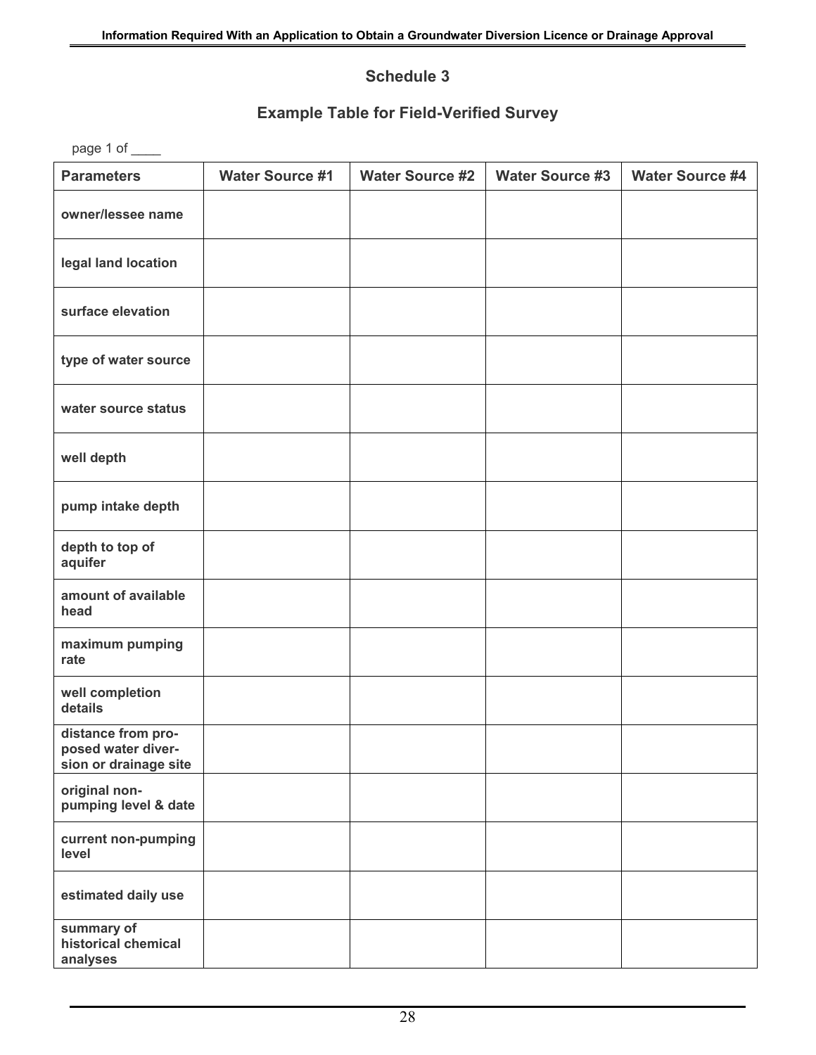## Schedule 3

## Example Table for Field-Verified Survey

page 1 of ____

| Parameters | Water Source #1 | Water Source #2 | Water Source #3 | Water Source #4 |
|---|---|---|---|---|
| owner/lessee name | | | | |
| legal land location | | | | |
| surface elevation | | | | |
| type of water source | | | | |
| water source status | | | | |
| well depth | | | | |
| pump intake depth | | | | |
| depth to top of aquifer | | | | |
| amount of available head | | | | |
| maximum pumping rate | | | | |
| well completion details | | | | |
| distance from proposed water diversion or drainage site | | | | |
| original non-pumping level & date | | | | |
| current non-pumping level | | | | |
| estimated daily use | | | | |
| summary of historical chemical analyses | | | | |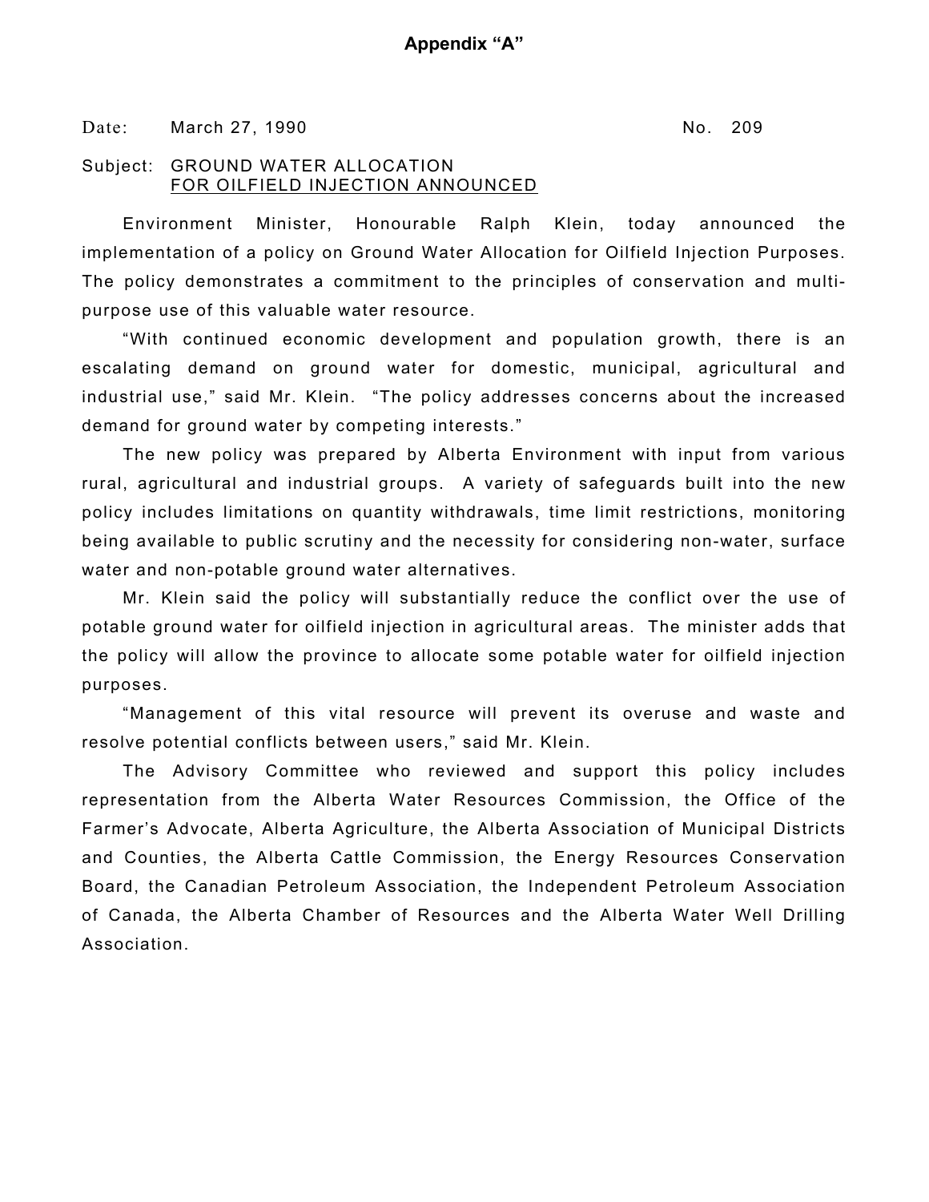**Appendix "A"**

Date: March 27, 1990 No. 209

Subject: GROUND WATER ALLOCATION
FOR OILFIELD INJECTION ANNOUNCED

Environment Minister, Honourable Ralph Klein, today announced the implementation of a policy on Ground Water Allocation for Oilfield Injection Purposes. The policy demonstrates a commitment to the principles of conservation and multi-purpose use of this valuable water resource.

"With continued economic development and population growth, there is an escalating demand on ground water for domestic, municipal, agricultural and industrial use," said Mr. Klein. "The policy addresses concerns about the increased demand for ground water by competing interests."

The new policy was prepared by Alberta Environment with input from various rural, agricultural and industrial groups. A variety of safeguards built into the new policy includes limitations on quantity withdrawals, time limit restrictions, monitoring being available to public scrutiny and the necessity for considering non-water, surface water and non-potable ground water alternatives.

Mr. Klein said the policy will substantially reduce the conflict over the use of potable ground water for oilfield injection in agricultural areas. The minister adds that the policy will allow the province to allocate some potable water for oilfield injection purposes.

"Management of this vital resource will prevent its overuse and waste and resolve potential conflicts between users," said Mr. Klein.

The Advisory Committee who reviewed and support this policy includes representation from the Alberta Water Resources Commission, the Office of the Farmer's Advocate, Alberta Agriculture, the Alberta Association of Municipal Districts and Counties, the Alberta Cattle Commission, the Energy Resources Conservation Board, the Canadian Petroleum Association, the Independent Petroleum Association of Canada, the Alberta Chamber of Resources and the Alberta Water Well Drilling Association.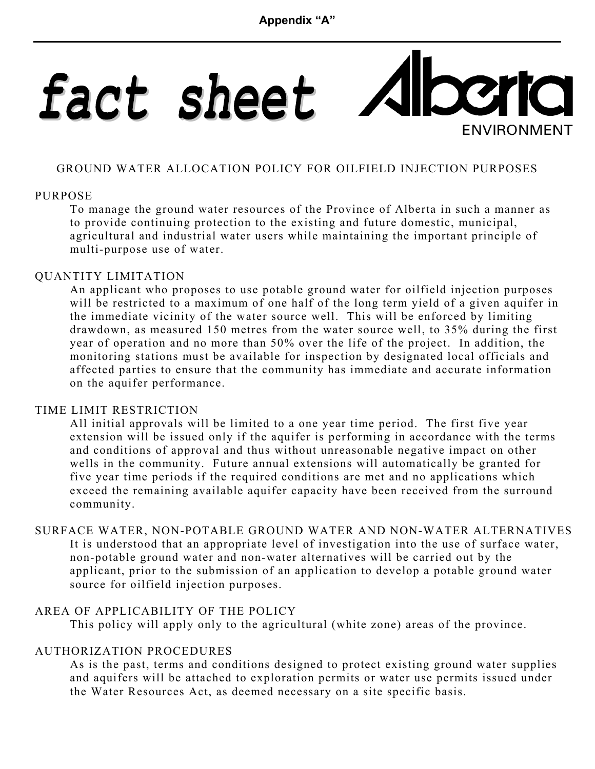**Appendix "A"**

# fact sheet

**Alberta ENVIRONMENT**

## GROUND WATER ALLOCATION POLICY FOR OILFIELD INJECTION PURPOSES

### PURPOSE

To manage the ground water resources of the Province of Alberta in such a manner as to provide continuing protection to the existing and future domestic, municipal, agricultural and industrial water users while maintaining the important principle of multi-purpose use of water.

### QUANTITY LIMITATION

An applicant who proposes to use potable ground water for oilfield injection purposes will be restricted to a maximum of one half of the long term yield of a given aquifer in the immediate vicinity of the water source well. This will be enforced by limiting drawdown, as measured 150 metres from the water source well, to 35% during the first year of operation and no more than 50% over the life of the project. In addition, the monitoring stations must be available for inspection by designated local officials and affected parties to ensure that the community has immediate and accurate information on the aquifer performance.

### TIME LIMIT RESTRICTION

All initial approvals will be limited to a one year time period. The first five year extension will be issued only if the aquifer is performing in accordance with the terms and conditions of approval and thus without unreasonable negative impact on other wells in the community. Future annual extensions will automatically be granted for five year time periods if the required conditions are met and no applications which exceed the remaining available aquifer capacity have been received from the surround community.

### SURFACE WATER, NON-POTABLE GROUND WATER AND NON-WATER ALTERNATIVES

It is understood that an appropriate level of investigation into the use of surface water, non-potable ground water and non-water alternatives will be carried out by the applicant, prior to the submission of an application to develop a potable ground water source for oilfield injection purposes.

### AREA OF APPLICABILITY OF THE POLICY

This policy will apply only to the agricultural (white zone) areas of the province.

### AUTHORIZATION PROCEDURES

As is the past, terms and conditions designed to protect existing ground water supplies and aquifers will be attached to exploration permits or water use permits issued under the Water Resources Act, as deemed necessary on a site specific basis.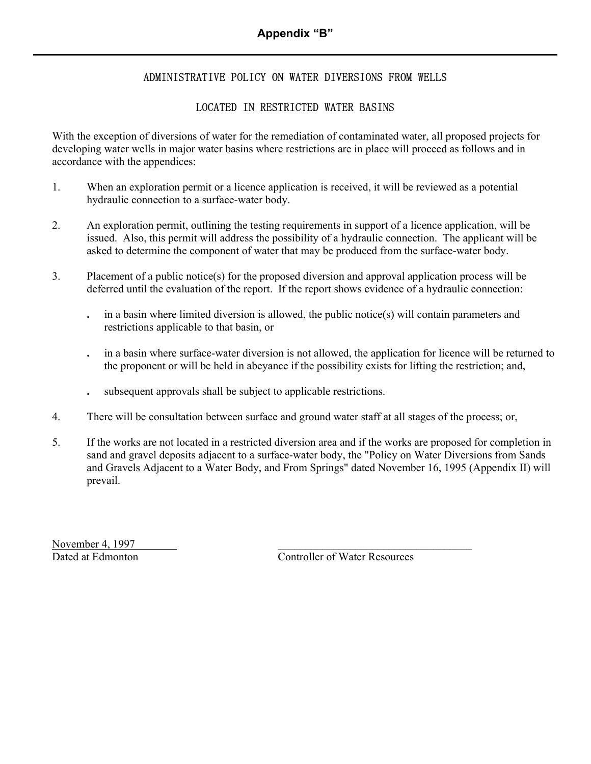## Appendix "B"

---

ADMINISTRATIVE POLICY ON WATER DIVERSIONS FROM WELLS

LOCATED IN RESTRICTED WATER BASINS

With the exception of diversions of water for the remediation of contaminated water, all proposed projects for developing water wells in major water basins where restrictions are in place will proceed as follows and in accordance with the appendices:

1. When an exploration permit or a licence application is received, it will be reviewed as a potential hydraulic connection to a surface-water body.

2. An exploration permit, outlining the testing requirements in support of a licence application, will be issued. Also, this permit will address the possibility of a hydraulic connection. The applicant will be asked to determine the component of water that may be produced from the surface-water body.

3. Placement of a public notice(s) for the proposed diversion and approval application process will be deferred until the evaluation of the report. If the report shows evidence of a hydraulic connection:

   - in a basin where limited diversion is allowed, the public notice(s) will contain parameters and restrictions applicable to that basin, or

   - in a basin where surface-water diversion is not allowed, the application for licence will be returned to the proponent or will be held in abeyance if the possibility exists for lifting the restriction; and,

   - subsequent approvals shall be subject to applicable restrictions.

4. There will be consultation between surface and ground water staff at all stages of the process; or,

5. If the works are not located in a restricted diversion area and if the works are proposed for completion in sand and gravel deposits adjacent to a surface-water body, the "Policy on Water Diversions from Sands and Gravels Adjacent to a Water Body, and From Springs" dated November 16, 1995 (Appendix II) will prevail.

November 4, 1997
Dated at Edmonton

\_\_\_\_\_\_\_\_\_\_\_\_\_\_\_\_\_\_\_\_\_\_\_\_\_\_\_\_\_\_\_\_\_\_\_\_
Controller of Water Resources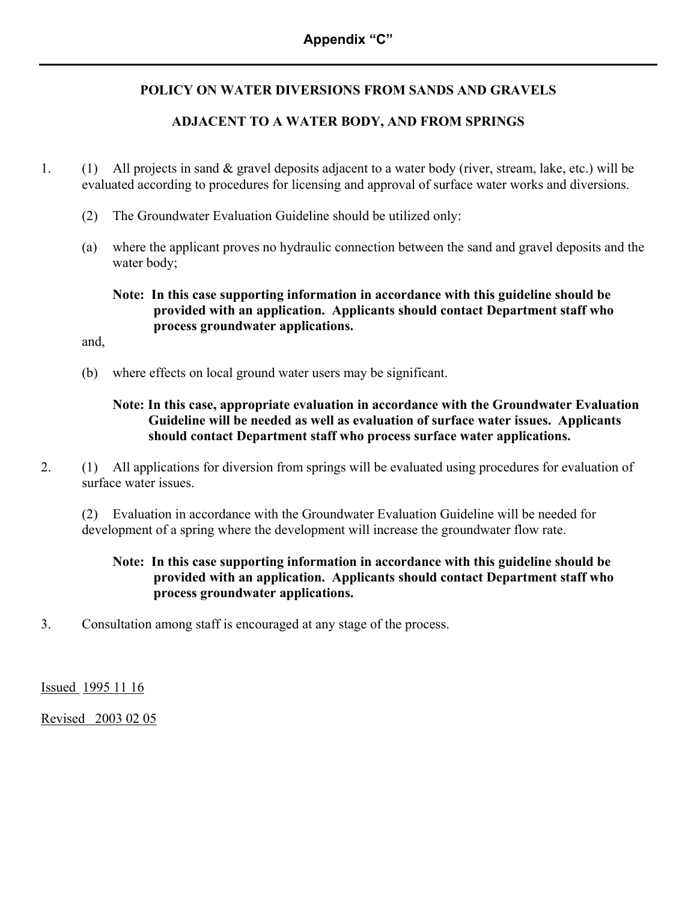## Appendix "C"

---

### POLICY ON WATER DIVERSIONS FROM SANDS AND GRAVELS

### ADJACENT TO A WATER BODY, AND FROM SPRINGS

1. (1) All projects in sand & gravel deposits adjacent to a water body (river, stream, lake, etc.) will be evaluated according to procedures for licensing and approval of surface water works and diversions.

   (2) The Groundwater Evaluation Guideline should be utilized only:

   (a) where the applicant proves no hydraulic connection between the sand and gravel deposits and the water body;

   **Note: In this case supporting information in accordance with this guideline should be provided with an application. Applicants should contact Department staff who process groundwater applications.**

   and,

   (b) where effects on local ground water users may be significant.

   **Note: In this case, appropriate evaluation in accordance with the Groundwater Evaluation Guideline will be needed as well as evaluation of surface water issues. Applicants should contact Department staff who process surface water applications.**

2. (1) All applications for diversion from springs will be evaluated using procedures for evaluation of surface water issues.

   (2) Evaluation in accordance with the Groundwater Evaluation Guideline will be needed for development of a spring where the development will increase the groundwater flow rate.

   **Note: In this case supporting information in accordance with this guideline should be provided with an application. Applicants should contact Department staff who process groundwater applications.**

3. Consultation among staff is encouraged at any stage of the process.

Issued 1995 11 16

Revised 2003 02 05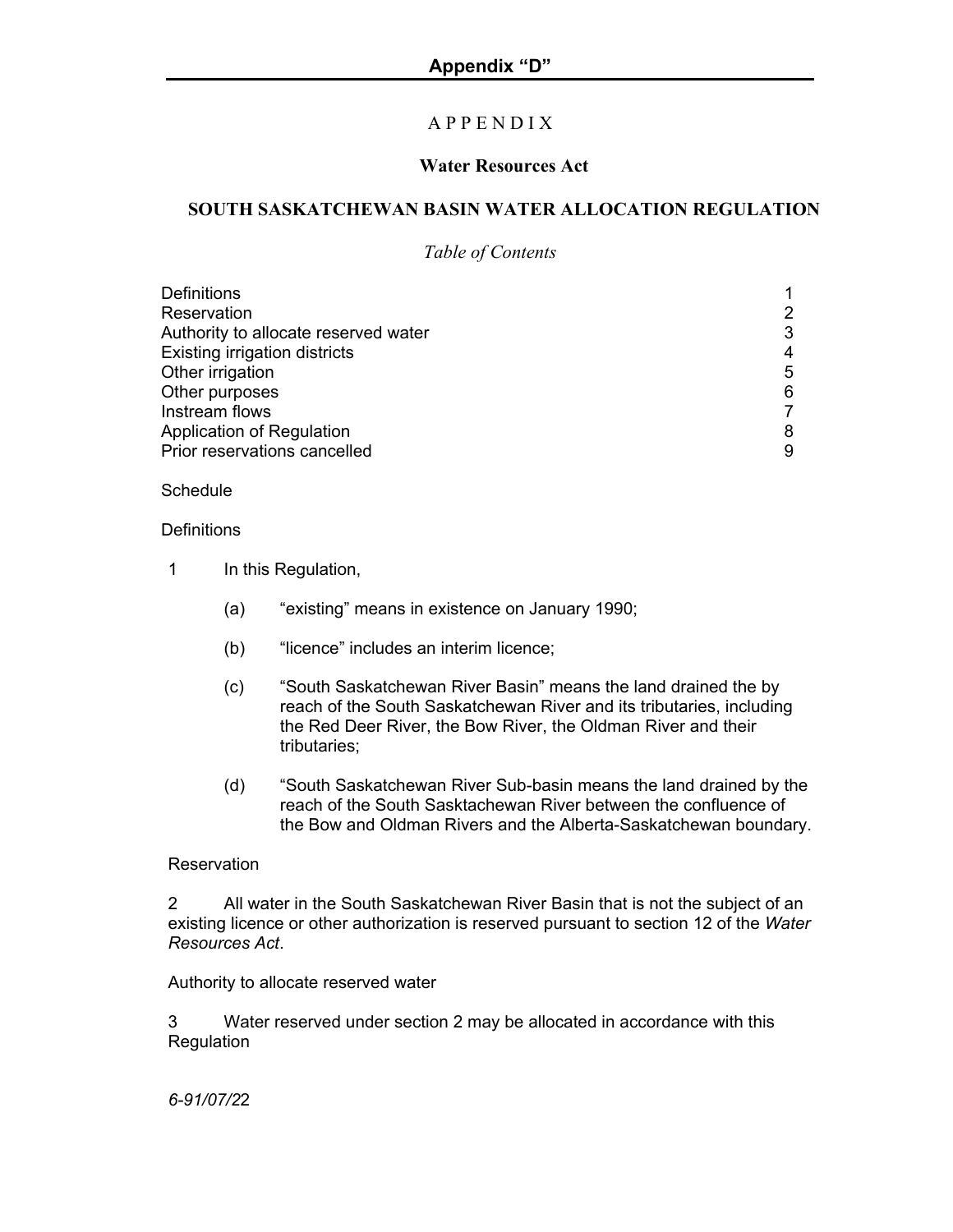**Appendix "D"**

# A P P E N D I X

## Water Resources Act

## SOUTH SASKATCHEWAN BASIN WATER ALLOCATION REGULATION

*Table of Contents*

| | |
|---|---|
| Definitions | 1 |
| Reservation | 2 |
| Authority to allocate reserved water | 3 |
| Existing irrigation districts | 4 |
| Other irrigation | 5 |
| Other purposes | 6 |
| Instream flows | 7 |
| Application of Regulation | 8 |
| Prior reservations cancelled | 9 |

Schedule

Definitions

1 In this Regulation,

(a) "existing" means in existence on January 1990;

(b) "licence" includes an interim licence;

(c) "South Saskatchewan River Basin" means the land drained the by reach of the South Saskatchewan River and its tributaries, including the Red Deer River, the Bow River, the Oldman River and their tributaries;

(d) "South Saskatchewan River Sub-basin means the land drained by the reach of the South Sasktachewan River between the confluence of the Bow and Oldman Rivers and the Alberta-Saskatchewan boundary.

Reservation

2 All water in the South Saskatchewan River Basin that is not the subject of an existing licence or other authorization is reserved pursuant to section 12 of the *Water Resources Act*.

Authority to allocate reserved water

3 Water reserved under section 2 may be allocated in accordance with this Regulation

*6-91/07/22*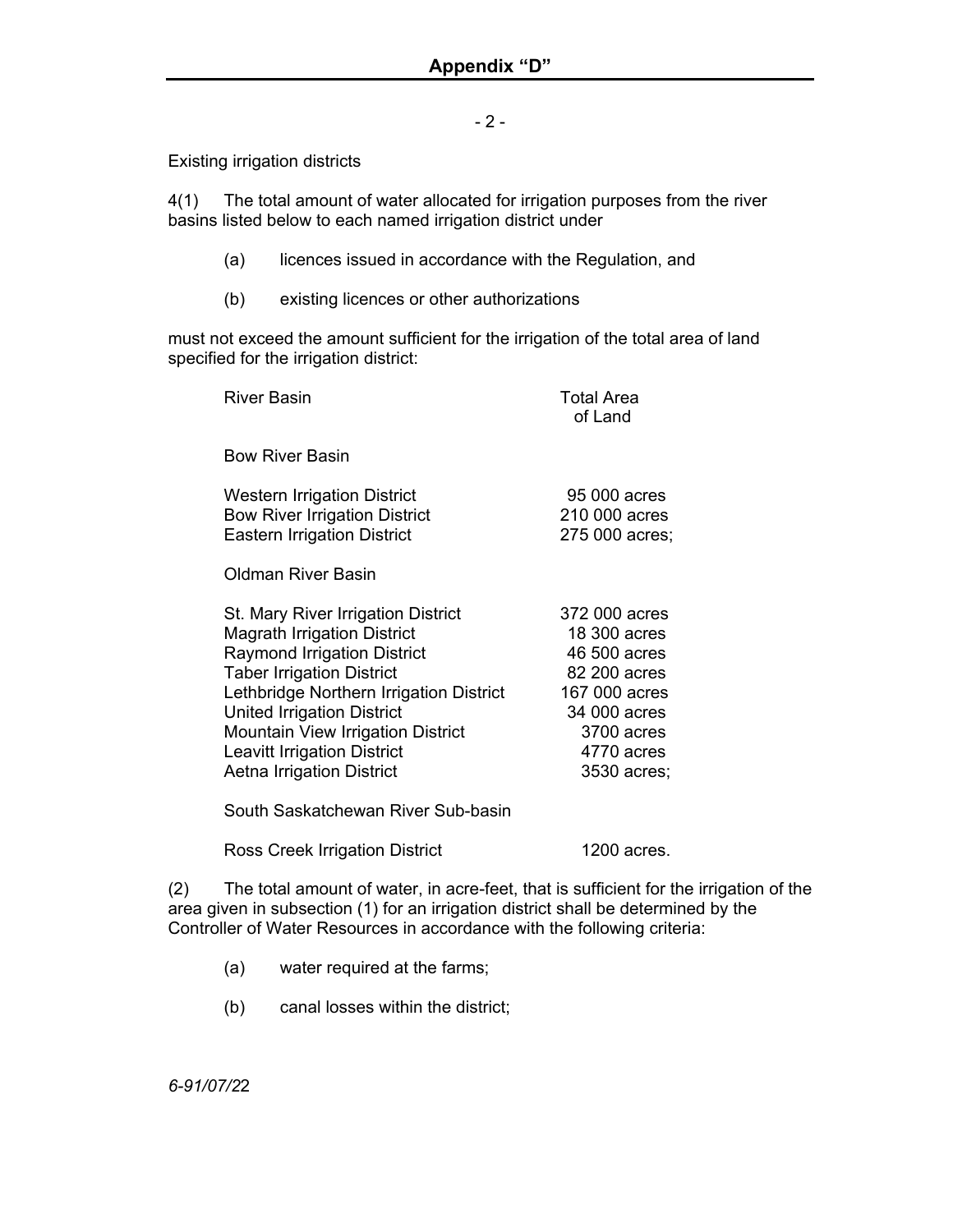## Appendix "D"

Existing irrigation districts

4(1) The total amount of water allocated for irrigation purposes from the river basins listed below to each named irrigation district under

(a) licences issued in accordance with the Regulation, and

(b) existing licences or other authorizations

must not exceed the amount sufficient for the irrigation of the total area of land specified for the irrigation district:

| River Basin | Total Area of Land |
|---|---|
| **Bow River Basin** | |
| Western Irrigation District | 95 000 acres |
| Bow River Irrigation District | 210 000 acres |
| Eastern Irrigation District | 275 000 acres; |
| **Oldman River Basin** | |
| St. Mary River Irrigation District | 372 000 acres |
| Magrath Irrigation District | 18 300 acres |
| Raymond Irrigation District | 46 500 acres |
| Taber Irrigation District | 82 200 acres |
| Lethbridge Northern Irrigation District | 167 000 acres |
| United Irrigation District | 34 000 acres |
| Mountain View Irrigation District | 3700 acres |
| Leavitt Irrigation District | 4770 acres |
| Aetna Irrigation District | 3530 acres; |
| **South Saskatchewan River Sub-basin** | |
| Ross Creek Irrigation District | 1200 acres. |

(2) The total amount of water, in acre-feet, that is sufficient for the irrigation of the area given in subsection (1) for an irrigation district shall be determined by the Controller of Water Resources in accordance with the following criteria:

(a) water required at the farms;

(b) canal losses within the district;

*6-91/07/22*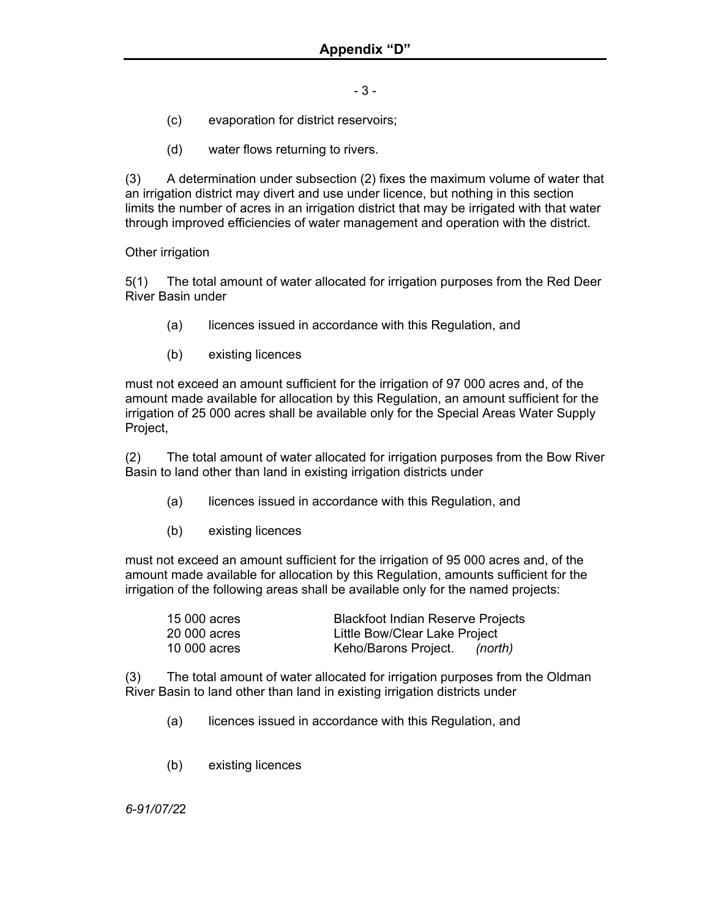(c) evaporation for district reservoirs;

(d) water flows returning to rivers.

(3) A determination under subsection (2) fixes the maximum volume of water that an irrigation district may divert and use under licence, but nothing in this section limits the number of acres in an irrigation district that may be irrigated with that water through improved efficiencies of water management and operation with the district.

Other irrigation

5(1) The total amount of water allocated for irrigation purposes from the Red Deer River Basin under

(a) licences issued in accordance with this Regulation, and

(b) existing licences

must not exceed an amount sufficient for the irrigation of 97 000 acres and, of the amount made available for allocation by this Regulation, an amount sufficient for the irrigation of 25 000 acres shall be available only for the Special Areas Water Supply Project,

(2) The total amount of water allocated for irrigation purposes from the Bow River Basin to land other than land in existing irrigation districts under

(a) licences issued in accordance with this Regulation, and

(b) existing licences

must not exceed an amount sufficient for the irrigation of 95 000 acres and, of the amount made available for allocation by this Regulation, amounts sufficient for the irrigation of the following areas shall be available only for the named projects:

| | |
|---|---|
| 15 000 acres | Blackfoot Indian Reserve Projects |
| 20 000 acres | Little Bow/Clear Lake Project |
| 10 000 acres | Keho/Barons Project. *(north)* |

(3) The total amount of water allocated for irrigation purposes from the Oldman River Basin to land other than land in existing irrigation districts under

(a) licences issued in accordance with this Regulation, and

(b) existing licences

*6-91/07/22*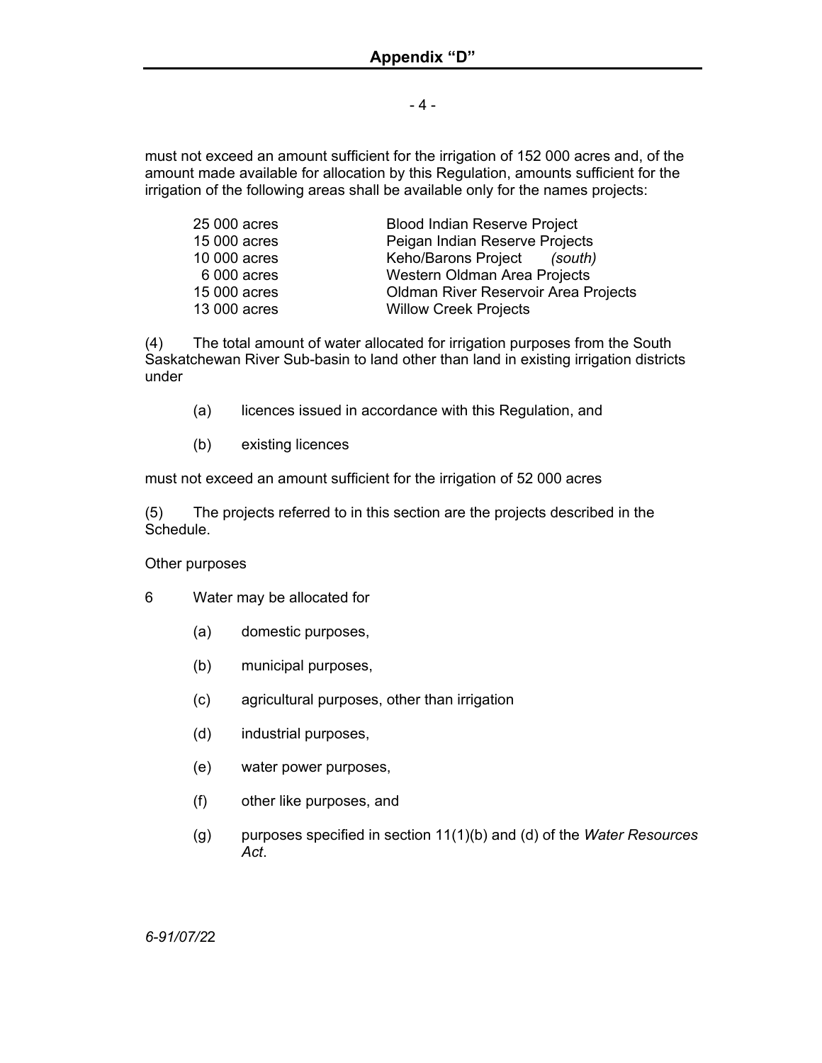must not exceed an amount sufficient for the irrigation of 152 000 acres and, of the amount made available for allocation by this Regulation, amounts sufficient for the irrigation of the following areas shall be available only for the names projects:

| | |
|---|---|
| 25 000 acres | Blood Indian Reserve Project |
| 15 000 acres | Peigan Indian Reserve Projects |
| 10 000 acres | Keho/Barons Project *(south)* |
| 6 000 acres | Western Oldman Area Projects |
| 15 000 acres | Oldman River Reservoir Area Projects |
| 13 000 acres | Willow Creek Projects |

(4) The total amount of water allocated for irrigation purposes from the South Saskatchewan River Sub-basin to land other than land in existing irrigation districts under

(a) licences issued in accordance with this Regulation, and

(b) existing licences

must not exceed an amount sufficient for the irrigation of 52 000 acres

(5) The projects referred to in this section are the projects described in the Schedule.

Other purposes

6 Water may be allocated for

(a) domestic purposes,

(b) municipal purposes,

(c) agricultural purposes, other than irrigation

(d) industrial purposes,

(e) water power purposes,

(f) other like purposes, and

(g) purposes specified in section 11(1)(b) and (d) of the *Water Resources Act*.

*6-91/07/22*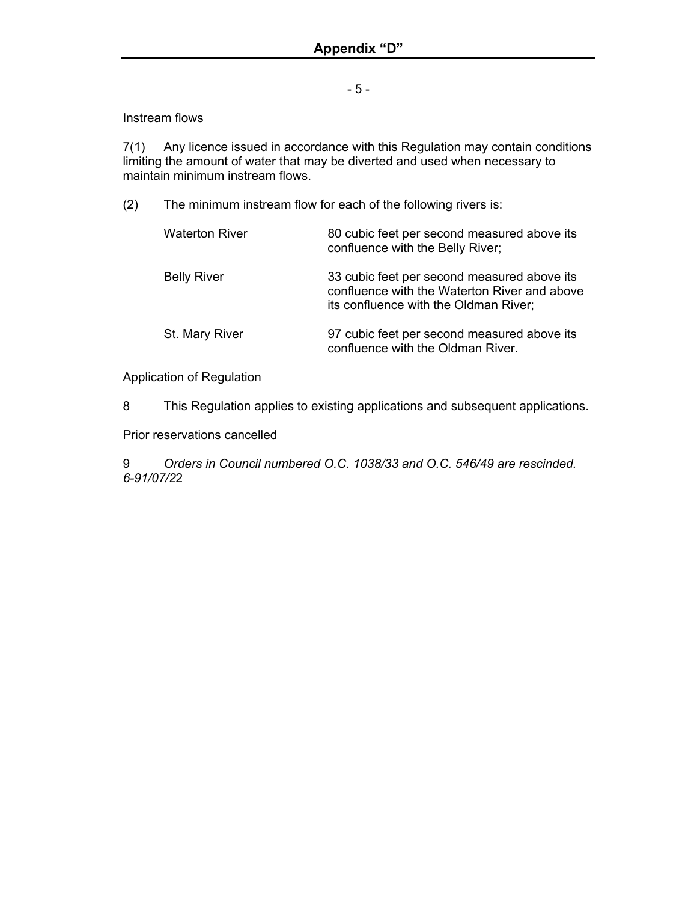## Appendix "D"

Instream flows

7(1) Any licence issued in accordance with this Regulation may contain conditions limiting the amount of water that may be diverted and used when necessary to maintain minimum instream flows.

(2) The minimum instream flow for each of the following rivers is:

| | |
|---|---|
| Waterton River | 80 cubic feet per second measured above its confluence with the Belly River; |
| Belly River | 33 cubic feet per second measured above its confluence with the Waterton River and above its confluence with the Oldman River; |
| St. Mary River | 97 cubic feet per second measured above its confluence with the Oldman River. |

Application of Regulation

8 This Regulation applies to existing applications and subsequent applications.

Prior reservations cancelled

9 *Orders in Council numbered O.C. 1038/33 and O.C. 546/49 are rescinded.*
*6-91/07/22*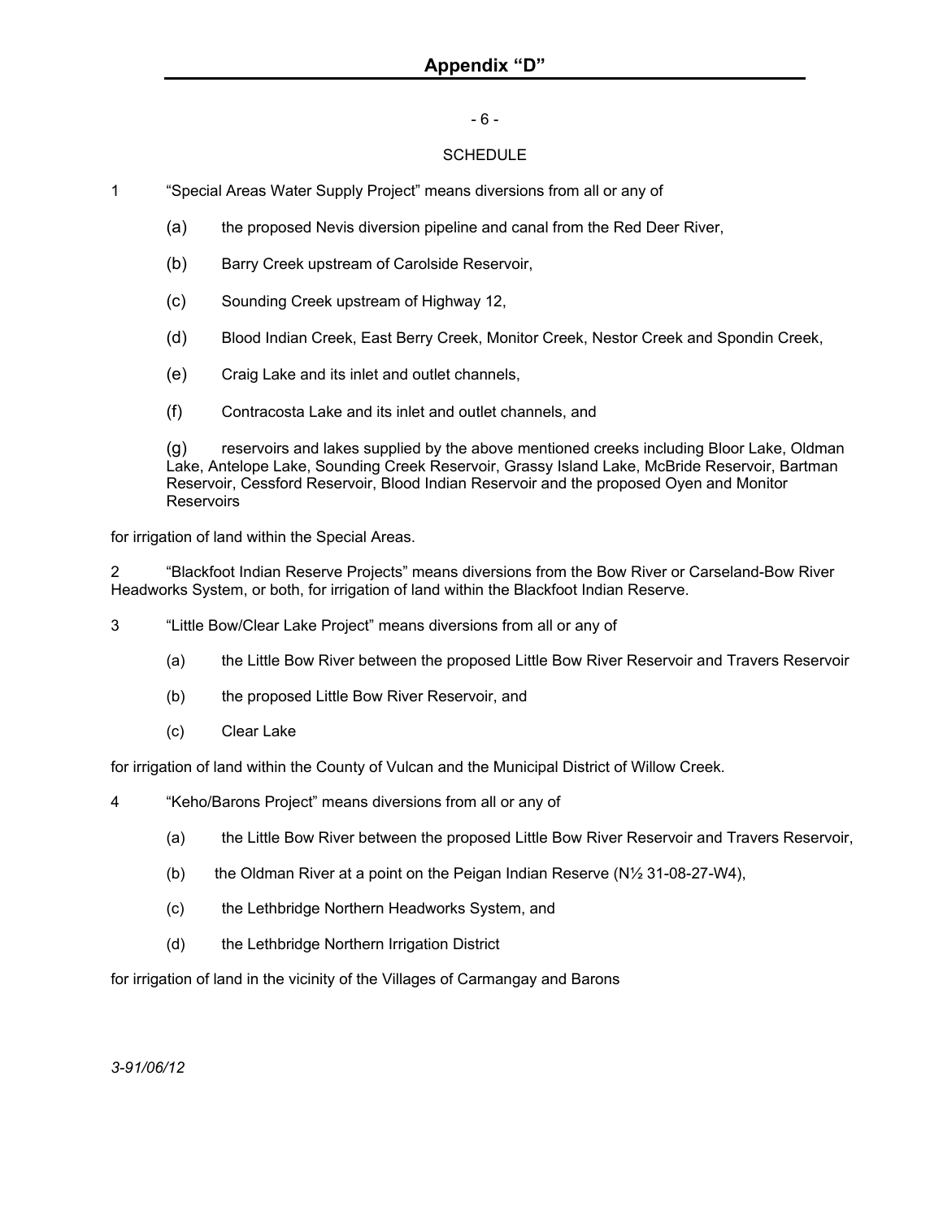## Appendix "D"

SCHEDULE

1 "Special Areas Water Supply Project" means diversions from all or any of

(a) the proposed Nevis diversion pipeline and canal from the Red Deer River,

(b) Barry Creek upstream of Carolside Reservoir,

(c) Sounding Creek upstream of Highway 12,

(d) Blood Indian Creek, East Berry Creek, Monitor Creek, Nestor Creek and Spondin Creek,

(e) Craig Lake and its inlet and outlet channels,

(f) Contracosta Lake and its inlet and outlet channels, and

(g) reservoirs and lakes supplied by the above mentioned creeks including Bloor Lake, Oldman Lake, Antelope Lake, Sounding Creek Reservoir, Grassy Island Lake, McBride Reservoir, Bartman Reservoir, Cessford Reservoir, Blood Indian Reservoir and the proposed Oyen and Monitor Reservoirs

for irrigation of land within the Special Areas.

2 "Blackfoot Indian Reserve Projects" means diversions from the Bow River or Carseland-Bow River Headworks System, or both, for irrigation of land within the Blackfoot Indian Reserve.

3 "Little Bow/Clear Lake Project" means diversions from all or any of

(a) the Little Bow River between the proposed Little Bow River Reservoir and Travers Reservoir

(b) the proposed Little Bow River Reservoir, and

(c) Clear Lake

for irrigation of land within the County of Vulcan and the Municipal District of Willow Creek.

4 "Keho/Barons Project" means diversions from all or any of

(a) the Little Bow River between the proposed Little Bow River Reservoir and Travers Reservoir,

(b) the Oldman River at a point on the Peigan Indian Reserve (N½ 31-08-27-W4),

(c) the Lethbridge Northern Headworks System, and

(d) the Lethbridge Northern Irrigation District

for irrigation of land in the vicinity of the Villages of Carmangay and Barons

*3-91/06/12*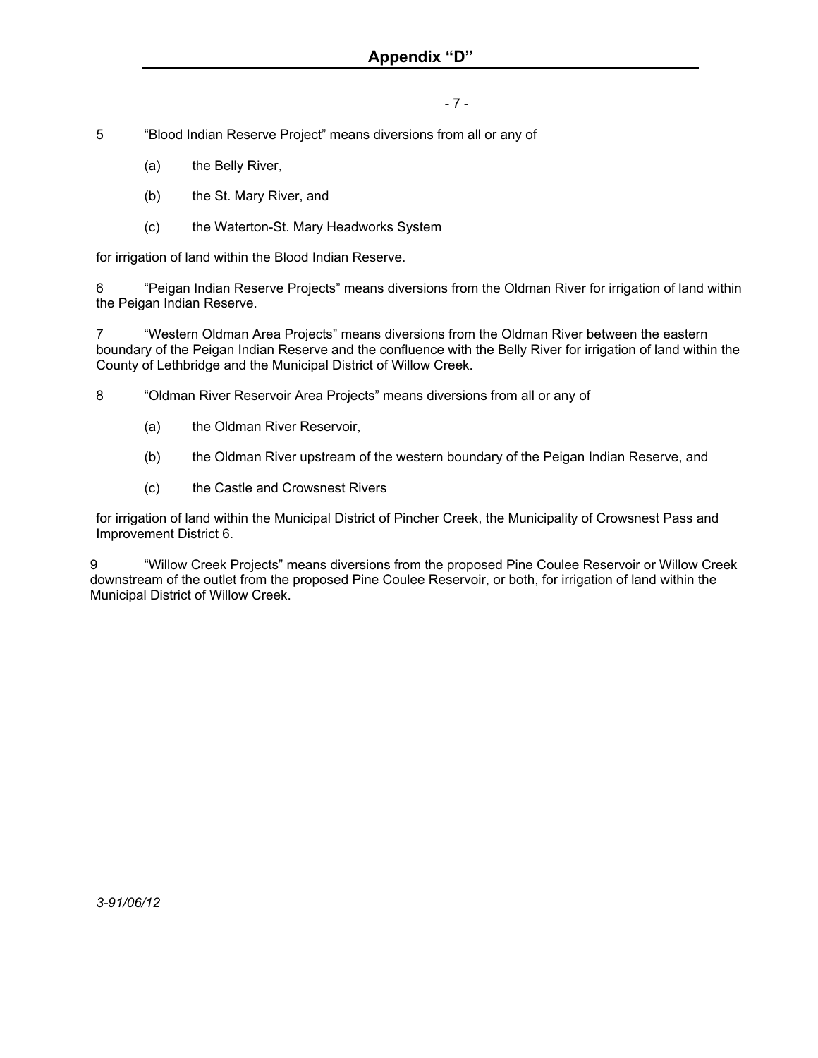5 “Blood Indian Reserve Project” means diversions from all or any of

(a) the Belly River,

(b) the St. Mary River, and

(c) the Waterton-St. Mary Headworks System

for irrigation of land within the Blood Indian Reserve.

6 “Peigan Indian Reserve Projects” means diversions from the Oldman River for irrigation of land within the Peigan Indian Reserve.

7 “Western Oldman Area Projects” means diversions from the Oldman River between the eastern boundary of the Peigan Indian Reserve and the confluence with the Belly River for irrigation of land within the County of Lethbridge and the Municipal District of Willow Creek.

8 “Oldman River Reservoir Area Projects” means diversions from all or any of

(a) the Oldman River Reservoir,

(b) the Oldman River upstream of the western boundary of the Peigan Indian Reserve, and

(c) the Castle and Crowsnest Rivers

for irrigation of land within the Municipal District of Pincher Creek, the Municipality of Crowsnest Pass and Improvement District 6.

9 “Willow Creek Projects” means diversions from the proposed Pine Coulee Reservoir or Willow Creek downstream of the outlet from the proposed Pine Coulee Reservoir, or both, for irrigation of land within the Municipal District of Willow Creek.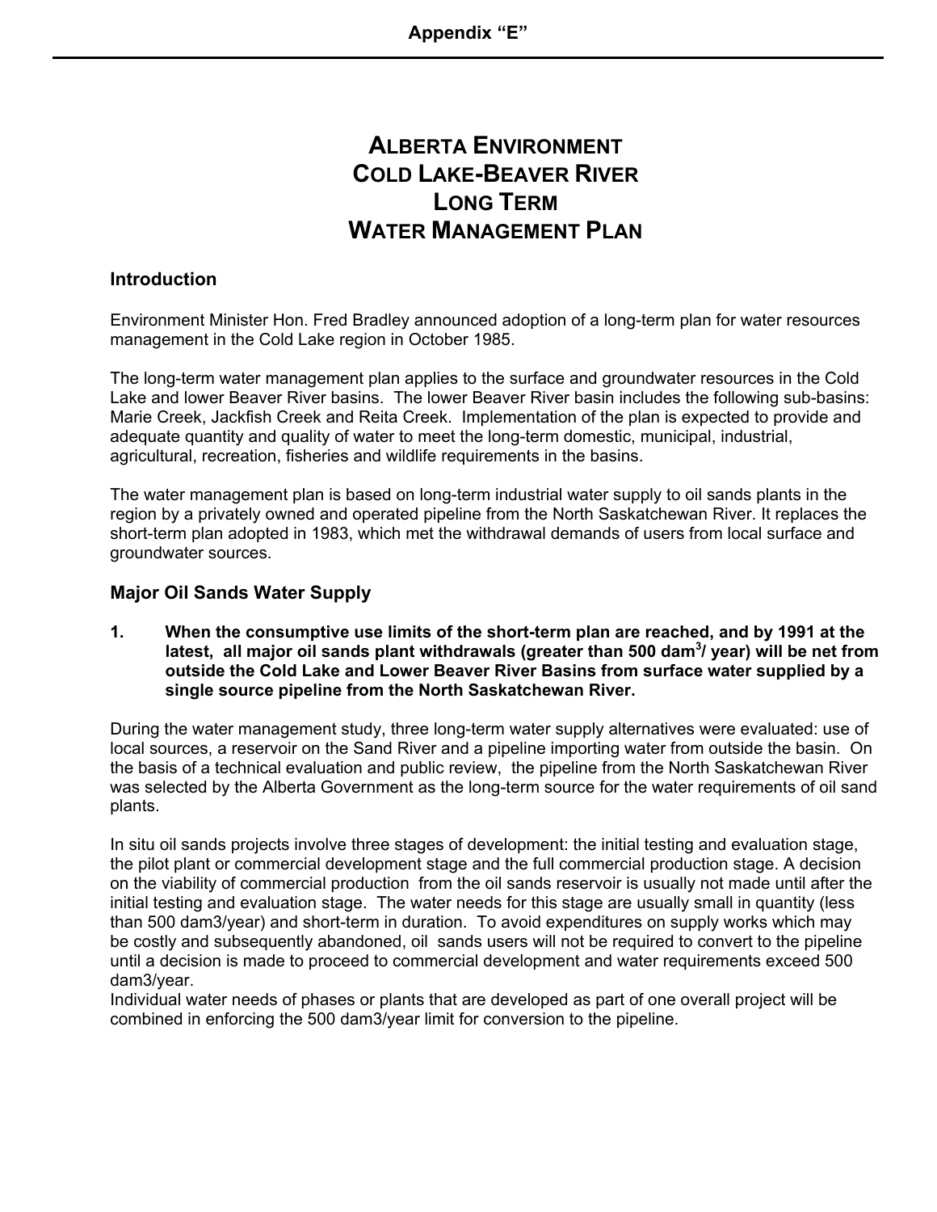**Appendix “E”**

# ALBERTA ENVIRONMENT COLD LAKE-BEAVER RIVER LONG TERM WATER MANAGEMENT PLAN

## Introduction

Environment Minister Hon. Fred Bradley announced adoption of a long-term plan for water resources management in the Cold Lake region in October 1985.

The long-term water management plan applies to the surface and groundwater resources in the Cold Lake and lower Beaver River basins. The lower Beaver River basin includes the following sub-basins: Marie Creek, Jackfish Creek and Reita Creek. Implementation of the plan is expected to provide and adequate quantity and quality of water to meet the long-term domestic, municipal, industrial, agricultural, recreation, fisheries and wildlife requirements in the basins.

The water management plan is based on long-term industrial water supply to oil sands plants in the region by a privately owned and operated pipeline from the North Saskatchewan River. It replaces the short-term plan adopted in 1983, which met the withdrawal demands of users from local surface and groundwater sources.

## Major Oil Sands Water Supply

**1. When the consumptive use limits of the short-term plan are reached, and by 1991 at the latest, all major oil sands plant withdrawals (greater than 500 dam$^3$/ year) will be net from outside the Cold Lake and Lower Beaver River Basins from surface water supplied by a single source pipeline from the North Saskatchewan River.**

During the water management study, three long-term water supply alternatives were evaluated: use of local sources, a reservoir on the Sand River and a pipeline importing water from outside the basin. On the basis of a technical evaluation and public review, the pipeline from the North Saskatchewan River was selected by the Alberta Government as the long-term source for the water requirements of oil sand plants.

In situ oil sands projects involve three stages of development: the initial testing and evaluation stage, the pilot plant or commercial development stage and the full commercial production stage. A decision on the viability of commercial production from the oil sands reservoir is usually not made until after the initial testing and evaluation stage. The water needs for this stage are usually small in quantity (less than 500 dam3/year) and short-term in duration. To avoid expenditures on supply works which may be costly and subsequently abandoned, oil sands users will not be required to convert to the pipeline until a decision is made to proceed to commercial development and water requirements exceed 500 dam3/year.
Individual water needs of phases or plants that are developed as part of one overall project will be combined in enforcing the 500 dam3/year limit for conversion to the pipeline.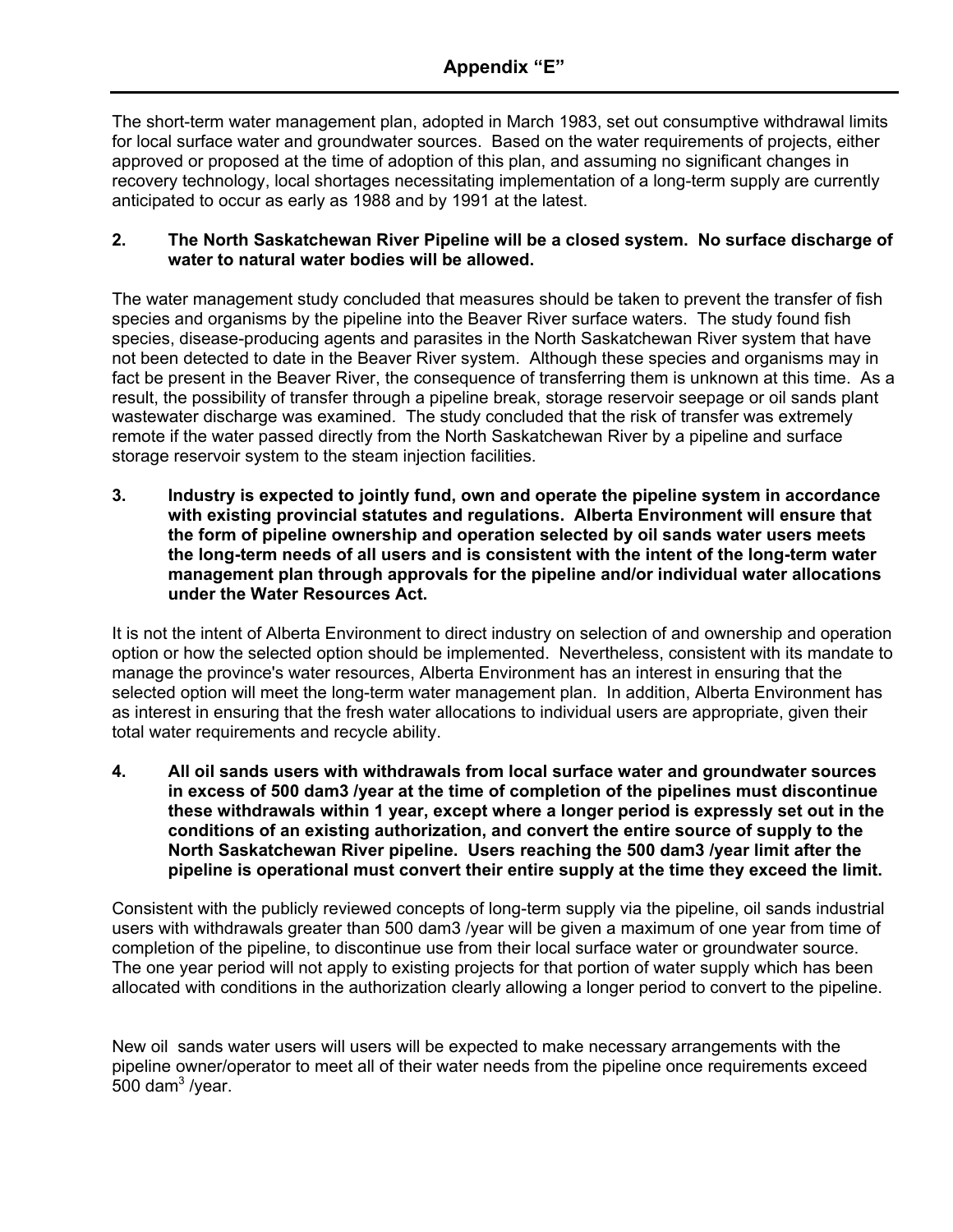# Appendix "E"

The short-term water management plan, adopted in March 1983, set out consumptive withdrawal limits for local surface water and groundwater sources. Based on the water requirements of projects, either approved or proposed at the time of adoption of this plan, and assuming no significant changes in recovery technology, local shortages necessitating implementation of a long-term supply are currently anticipated to occur as early as 1988 and by 1991 at the latest.

**2. The North Saskatchewan River Pipeline will be a closed system. No surface discharge of water to natural water bodies will be allowed.**

The water management study concluded that measures should be taken to prevent the transfer of fish species and organisms by the pipeline into the Beaver River surface waters. The study found fish species, disease-producing agents and parasites in the North Saskatchewan River system that have not been detected to date in the Beaver River system. Although these species and organisms may in fact be present in the Beaver River, the consequence of transferring them is unknown at this time. As a result, the possibility of transfer through a pipeline break, storage reservoir seepage or oil sands plant wastewater discharge was examined. The study concluded that the risk of transfer was extremely remote if the water passed directly from the North Saskatchewan River by a pipeline and surface storage reservoir system to the steam injection facilities.

**3. Industry is expected to jointly fund, own and operate the pipeline system in accordance with existing provincial statutes and regulations. Alberta Environment will ensure that the form of pipeline ownership and operation selected by oil sands water users meets the long-term needs of all users and is consistent with the intent of the long-term water management plan through approvals for the pipeline and/or individual water allocations under the Water Resources Act.**

It is not the intent of Alberta Environment to direct industry on selection of and ownership and operation option or how the selected option should be implemented. Nevertheless, consistent with its mandate to manage the province's water resources, Alberta Environment has an interest in ensuring that the selected option will meet the long-term water management plan. In addition, Alberta Environment has as interest in ensuring that the fresh water allocations to individual users are appropriate, given their total water requirements and recycle ability.

**4. All oil sands users with withdrawals from local surface water and groundwater sources in excess of 500 dam3 /year at the time of completion of the pipelines must discontinue these withdrawals within 1 year, except where a longer period is expressly set out in the conditions of an existing authorization, and convert the entire source of supply to the North Saskatchewan River pipeline. Users reaching the 500 dam3 /year limit after the pipeline is operational must convert their entire supply at the time they exceed the limit.**

Consistent with the publicly reviewed concepts of long-term supply via the pipeline, oil sands industrial users with withdrawals greater than 500 dam3 /year will be given a maximum of one year from time of completion of the pipeline, to discontinue use from their local surface water or groundwater source. The one year period will not apply to existing projects for that portion of water supply which has been allocated with conditions in the authorization clearly allowing a longer period to convert to the pipeline.

New oil sands water users will users will be expected to make necessary arrangements with the pipeline owner/operator to meet all of their water needs from the pipeline once requirements exceed 500 $dam^3$ /year.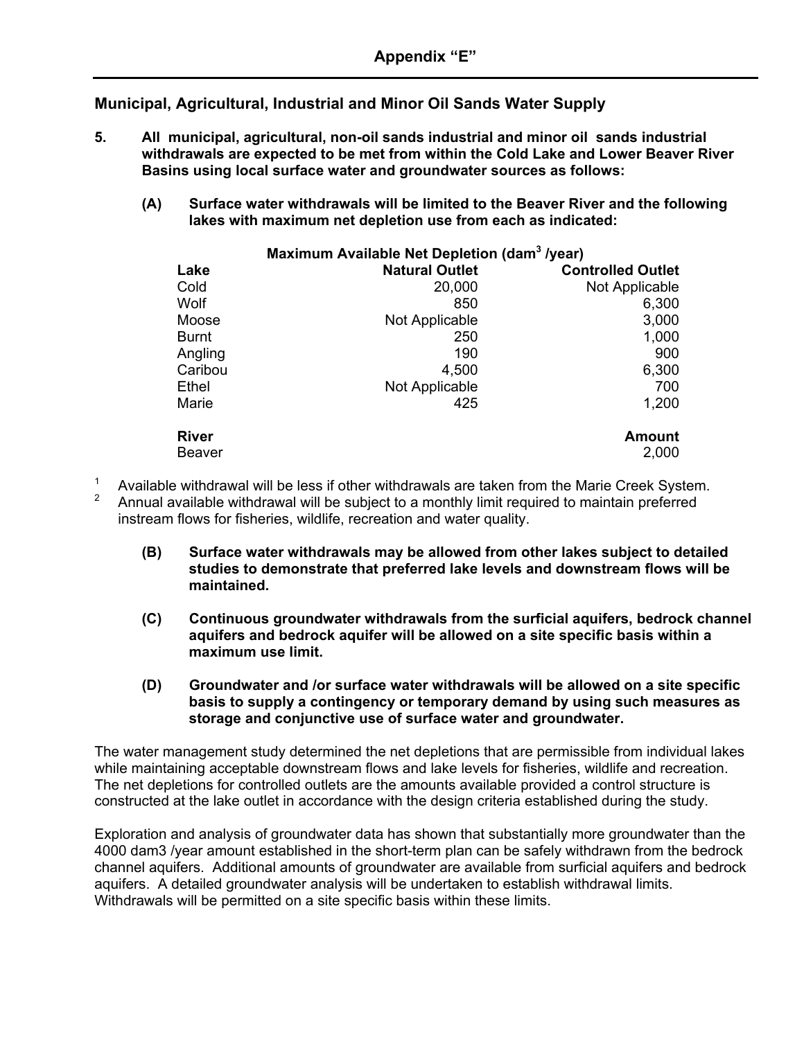## Appendix "E"

### Municipal, Agricultural, Industrial and Minor Oil Sands Water Supply

**5. All municipal, agricultural, non-oil sands industrial and minor oil sands industrial withdrawals are expected to be met from within the Cold Lake and Lower Beaver River Basins using local surface water and groundwater sources as follows:**

**(A) Surface water withdrawals will be limited to the Beaver River and the following lakes with maximum net depletion use from each as indicated:**

| | Maximum Available Net Depletion ($dam^3$ /year) | |
|---|---|---|
| **Lake** | **Natural Outlet** | **Controlled Outlet** |
| Cold | 20,000 | Not Applicable |
| Wolf | 850 | 6,300 |
| Moose | Not Applicable | 3,000 |
| Burnt | 250 | 1,000 |
| Angling | 190 | 900 |
| Caribou | 4,500 | 6,300 |
| Ethel | Not Applicable | 700 |
| Marie | 425 | 1,200 |
| **River** | | **Amount** |
| Beaver | | 2,000 |

[1] Available withdrawal will be less if other withdrawals are taken from the Marie Creek System.

[2] Annual available withdrawal will be subject to a monthly limit required to maintain preferred instream flows for fisheries, wildlife, recreation and water quality.

**(B) Surface water withdrawals may be allowed from other lakes subject to detailed studies to demonstrate that preferred lake levels and downstream flows will be maintained.**

**(C) Continuous groundwater withdrawals from the surficial aquifers, bedrock channel aquifers and bedrock aquifer will be allowed on a site specific basis within a maximum use limit.**

**(D) Groundwater and /or surface water withdrawals will be allowed on a site specific basis to supply a contingency or temporary demand by using such measures as storage and conjunctive use of surface water and groundwater.**

The water management study determined the net depletions that are permissible from individual lakes while maintaining acceptable downstream flows and lake levels for fisheries, wildlife and recreation. The net depletions for controlled outlets are the amounts available provided a control structure is constructed at the lake outlet in accordance with the design criteria established during the study.

Exploration and analysis of groundwater data has shown that substantially more groundwater than the 4000 dam3 /year amount established in the short-term plan can be safely withdrawn from the bedrock channel aquifers. Additional amounts of groundwater are available from surficial aquifers and bedrock aquifers. A detailed groundwater analysis will be undertaken to establish withdrawal limits. Withdrawals will be permitted on a site specific basis within these limits.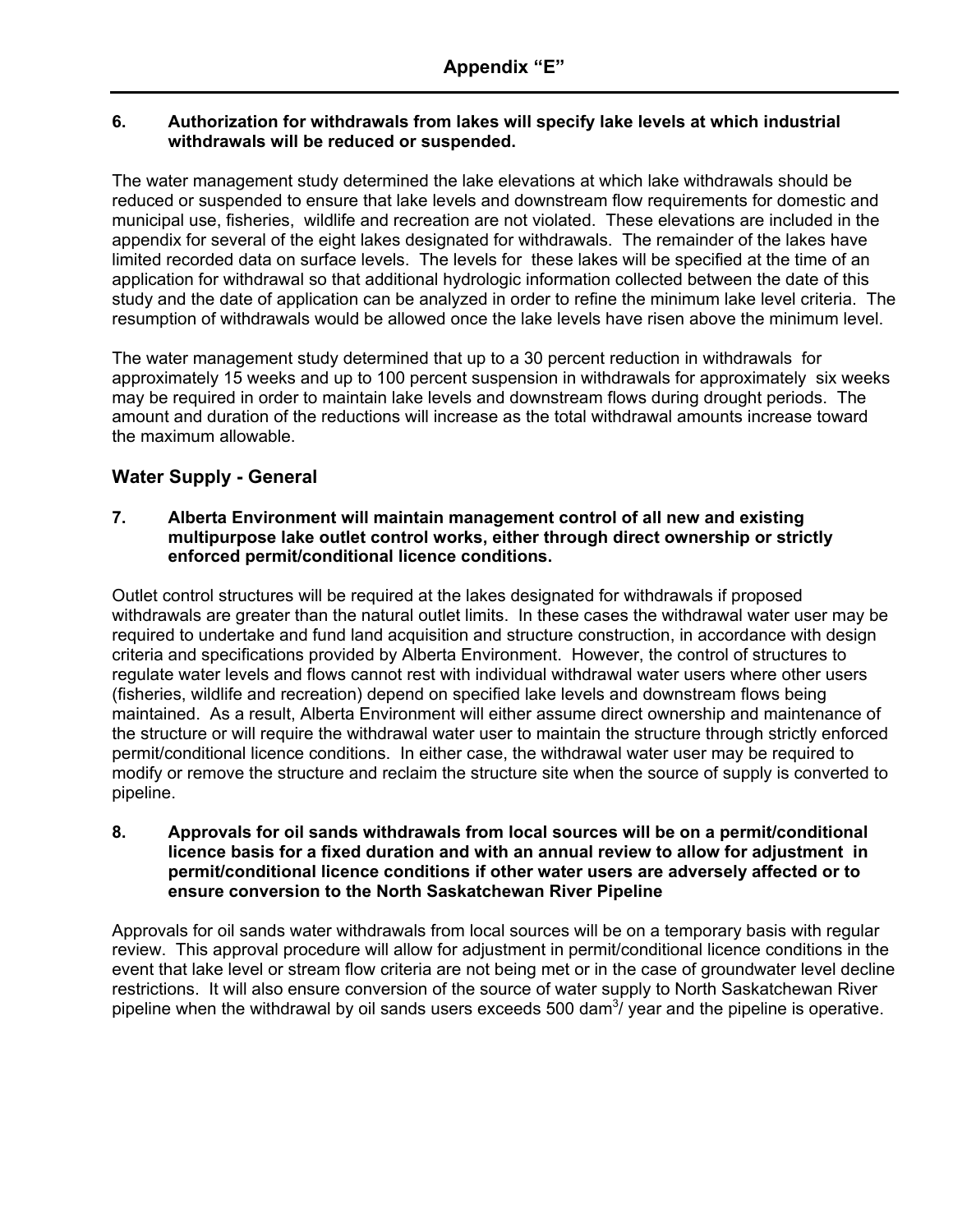## Appendix "E"

**6. Authorization for withdrawals from lakes will specify lake levels at which industrial withdrawals will be reduced or suspended.**

The water management study determined the lake elevations at which lake withdrawals should be reduced or suspended to ensure that lake levels and downstream flow requirements for domestic and municipal use, fisheries, wildlife and recreation are not violated. These elevations are included in the appendix for several of the eight lakes designated for withdrawals. The remainder of the lakes have limited recorded data on surface levels. The levels for these lakes will be specified at the time of an application for withdrawal so that additional hydrologic information collected between the date of this study and the date of application can be analyzed in order to refine the minimum lake level criteria. The resumption of withdrawals would be allowed once the lake levels have risen above the minimum level.

The water management study determined that up to a 30 percent reduction in withdrawals for approximately 15 weeks and up to 100 percent suspension in withdrawals for approximately six weeks may be required in order to maintain lake levels and downstream flows during drought periods. The amount and duration of the reductions will increase as the total withdrawal amounts increase toward the maximum allowable.

### Water Supply - General

**7. Alberta Environment will maintain management control of all new and existing multipurpose lake outlet control works, either through direct ownership or strictly enforced permit/conditional licence conditions.**

Outlet control structures will be required at the lakes designated for withdrawals if proposed withdrawals are greater than the natural outlet limits. In these cases the withdrawal water user may be required to undertake and fund land acquisition and structure construction, in accordance with design criteria and specifications provided by Alberta Environment. However, the control of structures to regulate water levels and flows cannot rest with individual withdrawal water users where other users (fisheries, wildlife and recreation) depend on specified lake levels and downstream flows being maintained. As a result, Alberta Environment will either assume direct ownership and maintenance of the structure or will require the withdrawal water user to maintain the structure through strictly enforced permit/conditional licence conditions. In either case, the withdrawal water user may be required to modify or remove the structure and reclaim the structure site when the source of supply is converted to pipeline.

**8. Approvals for oil sands withdrawals from local sources will be on a permit/conditional licence basis for a fixed duration and with an annual review to allow for adjustment in permit/conditional licence conditions if other water users are adversely affected or to ensure conversion to the North Saskatchewan River Pipeline**

Approvals for oil sands water withdrawals from local sources will be on a temporary basis with regular review. This approval procedure will allow for adjustment in permit/conditional licence conditions in the event that lake level or stream flow criteria are not being met or in the case of groundwater level decline restrictions. It will also ensure conversion of the source of water supply to North Saskatchewan River pipeline when the withdrawal by oil sands users exceeds 500 $dam^3$/ year and the pipeline is operative.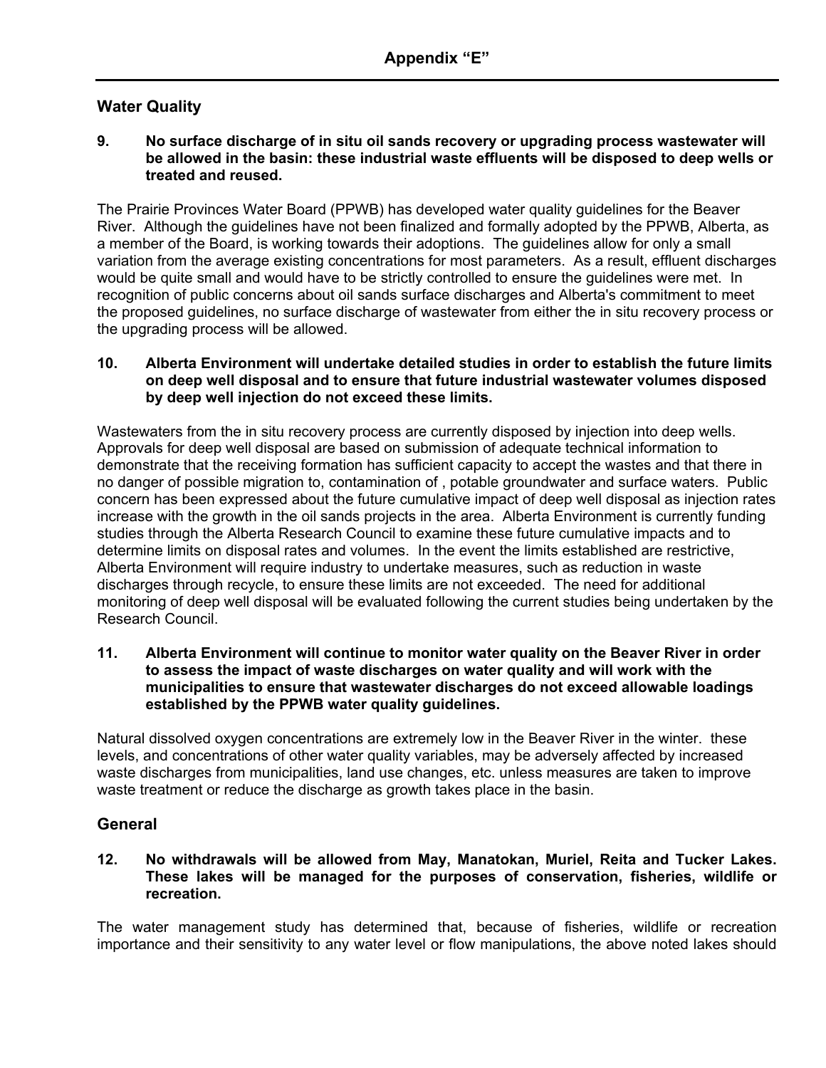# Appendix "E"

## Water Quality

**9. No surface discharge of in situ oil sands recovery or upgrading process wastewater will be allowed in the basin: these industrial waste effluents will be disposed to deep wells or treated and reused.**

The Prairie Provinces Water Board (PPWB) has developed water quality guidelines for the Beaver River. Although the guidelines have not been finalized and formally adopted by the PPWB, Alberta, as a member of the Board, is working towards their adoptions. The guidelines allow for only a small variation from the average existing concentrations for most parameters. As a result, effluent discharges would be quite small and would have to be strictly controlled to ensure the guidelines were met. In recognition of public concerns about oil sands surface discharges and Alberta's commitment to meet the proposed guidelines, no surface discharge of wastewater from either the in situ recovery process or the upgrading process will be allowed.

**10. Alberta Environment will undertake detailed studies in order to establish the future limits on deep well disposal and to ensure that future industrial wastewater volumes disposed by deep well injection do not exceed these limits.**

Wastewaters from the in situ recovery process are currently disposed by injection into deep wells. Approvals for deep well disposal are based on submission of adequate technical information to demonstrate that the receiving formation has sufficient capacity to accept the wastes and that there in no danger of possible migration to, contamination of , potable groundwater and surface waters. Public concern has been expressed about the future cumulative impact of deep well disposal as injection rates increase with the growth in the oil sands projects in the area. Alberta Environment is currently funding studies through the Alberta Research Council to examine these future cumulative impacts and to determine limits on disposal rates and volumes. In the event the limits established are restrictive, Alberta Environment will require industry to undertake measures, such as reduction in waste discharges through recycle, to ensure these limits are not exceeded. The need for additional monitoring of deep well disposal will be evaluated following the current studies being undertaken by the Research Council.

**11. Alberta Environment will continue to monitor water quality on the Beaver River in order to assess the impact of waste discharges on water quality and will work with the municipalities to ensure that wastewater discharges do not exceed allowable loadings established by the PPWB water quality guidelines.**

Natural dissolved oxygen concentrations are extremely low in the Beaver River in the winter. these levels, and concentrations of other water quality variables, may be adversely affected by increased waste discharges from municipalities, land use changes, etc. unless measures are taken to improve waste treatment or reduce the discharge as growth takes place in the basin.

## General

**12. No withdrawals will be allowed from May, Manatokan, Muriel, Reita and Tucker Lakes. These lakes will be managed for the purposes of conservation, fisheries, wildlife or recreation.**

The water management study has determined that, because of fisheries, wildlife or recreation importance and their sensitivity to any water level or flow manipulations, the above noted lakes should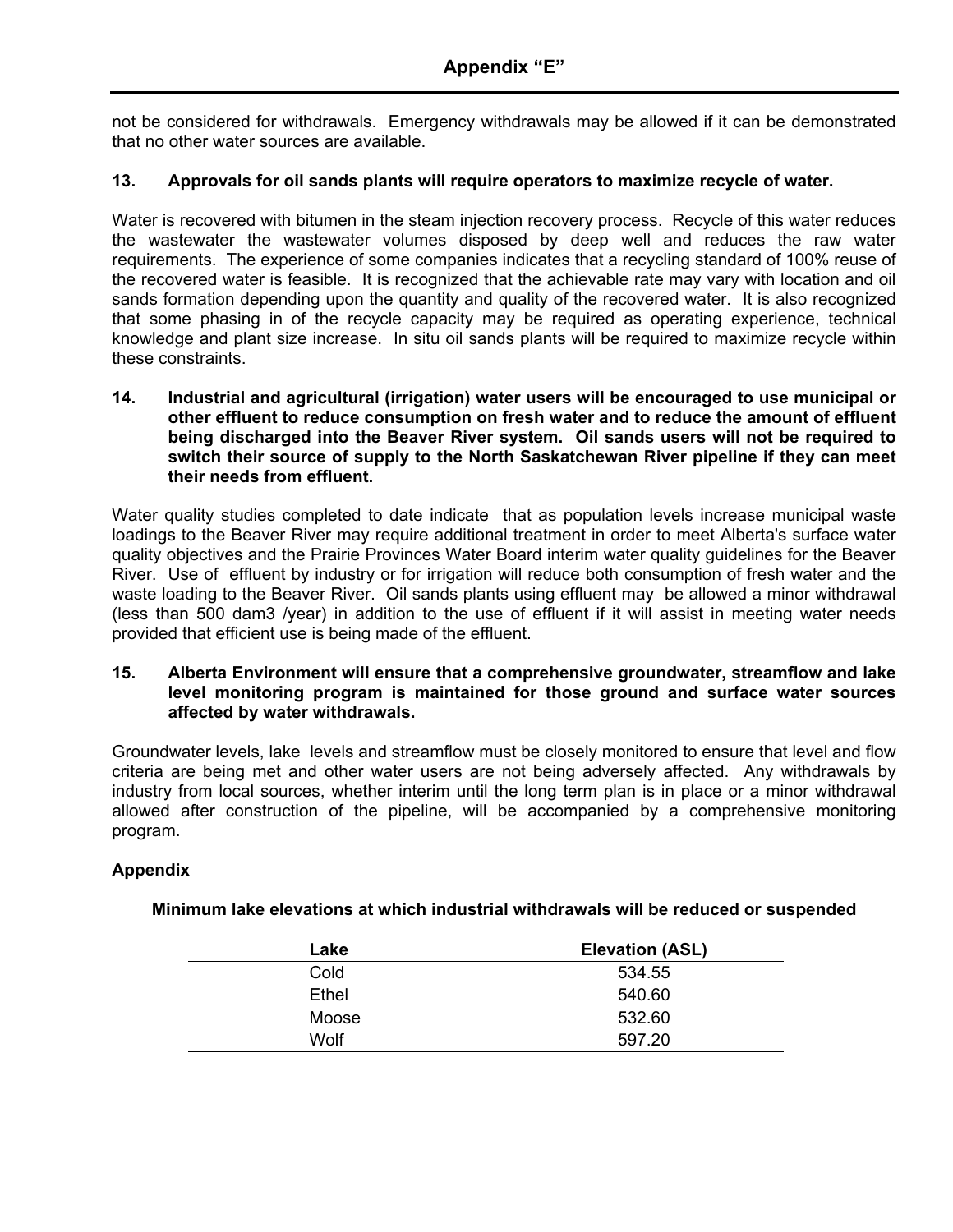not be considered for withdrawals. Emergency withdrawals may be allowed if it can be demonstrated that no other water sources are available.

**13. Approvals for oil sands plants will require operators to maximize recycle of water.**

Water is recovered with bitumen in the steam injection recovery process. Recycle of this water reduces the wastewater the wastewater volumes disposed by deep well and reduces the raw water requirements. The experience of some companies indicates that a recycling standard of 100% reuse of the recovered water is feasible. It is recognized that the achievable rate may vary with location and oil sands formation depending upon the quantity and quality of the recovered water. It is also recognized that some phasing in of the recycle capacity may be required as operating experience, technical knowledge and plant size increase. In situ oil sands plants will be required to maximize recycle within these constraints.

**14. Industrial and agricultural (irrigation) water users will be encouraged to use municipal or other effluent to reduce consumption on fresh water and to reduce the amount of effluent being discharged into the Beaver River system. Oil sands users will not be required to switch their source of supply to the North Saskatchewan River pipeline if they can meet their needs from effluent.**

Water quality studies completed to date indicate that as population levels increase municipal waste loadings to the Beaver River may require additional treatment in order to meet Alberta's surface water quality objectives and the Prairie Provinces Water Board interim water quality guidelines for the Beaver River. Use of effluent by industry or for irrigation will reduce both consumption of fresh water and the waste loading to the Beaver River. Oil sands plants using effluent may be allowed a minor withdrawal (less than 500 dam3 /year) in addition to the use of effluent if it will assist in meeting water needs provided that efficient use is being made of the effluent.

**15. Alberta Environment will ensure that a comprehensive groundwater, streamflow and lake level monitoring program is maintained for those ground and surface water sources affected by water withdrawals.**

Groundwater levels, lake levels and streamflow must be closely monitored to ensure that level and flow criteria are being met and other water users are not being adversely affected. Any withdrawals by industry from local sources, whether interim until the long term plan is in place or a minor withdrawal allowed after construction of the pipeline, will be accompanied by a comprehensive monitoring program.

**Appendix**

**Minimum lake elevations at which industrial withdrawals will be reduced or suspended**

| Lake | Elevation (ASL) |
|---|---|
| Cold | 534.55 |
| Ethel | 540.60 |
| Moose | 532.60 |
| Wolf | 597.20 |